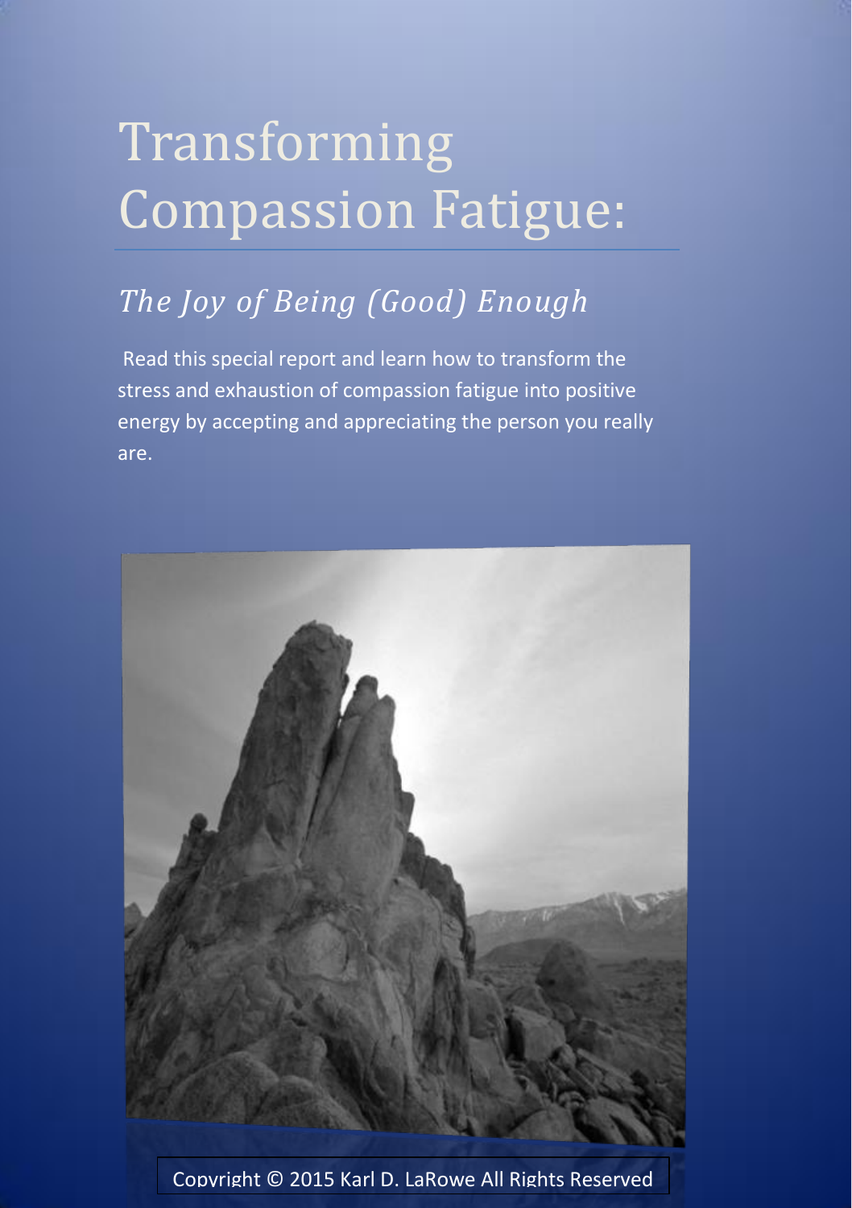# Transforming Compassion Fatigue:

## *The Joy of Being (Good) Enough*

Read this special report and learn how to transform the stress and exhaustion of compassion fatigue into positive energy by accepting and appreciating the person you really are.

Copyright © 2015 Karl D. LaRowe All Rights Reserved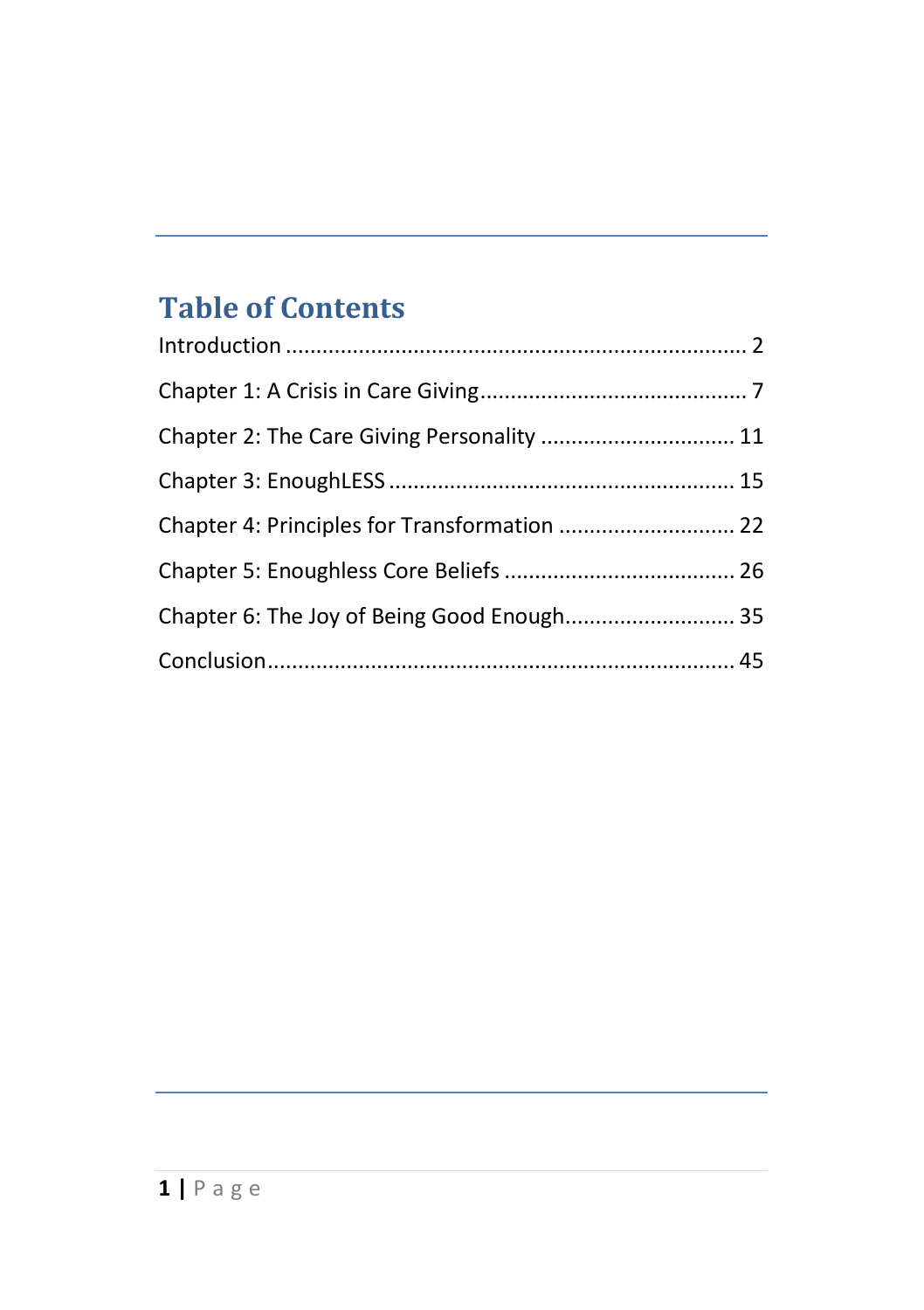# Table of Contents

Introduction ........................................................................ 2

Chapter 1: A Crisis in Care Giving ........................................... 7

Chapter 2: The Care Giving Personality ................................ 11

Chapter 3: EnoughLESS ........................................................ 15

Chapter 4: Principles for Transformation ............................. 22

Chapter 5: Enoughless Core Beliefs ...................................... 26

Chapter 6: The Joy of Being Good Enough............................ 35

Conclusion............................................................................ 45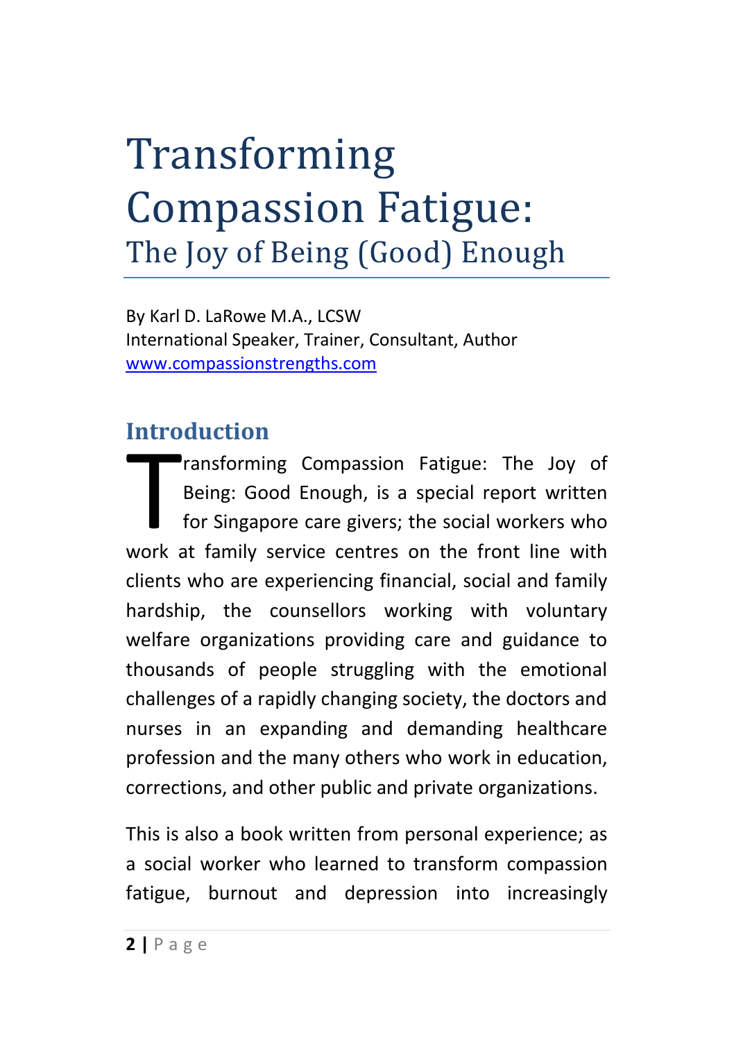# Transforming Compassion Fatigue:
## The Joy of Being (Good) Enough

By Karl D. LaRowe M.A., LCSW
International Speaker, Trainer, Consultant, Author
[www.compassionstrengths.com](www.compassionstrengths.com)

## Introduction

Transforming Compassion Fatigue: The Joy of Being: Good Enough, is a special report written for Singapore care givers; the social workers who work at family service centres on the front line with clients who are experiencing financial, social and family hardship, the counsellors working with voluntary welfare organizations providing care and guidance to thousands of people struggling with the emotional challenges of a rapidly changing society, the doctors and nurses in an expanding and demanding healthcare profession and the many others who work in education, corrections, and other public and private organizations.

This is also a book written from personal experience; as a social worker who learned to transform compassion fatigue, burnout and depression into increasingly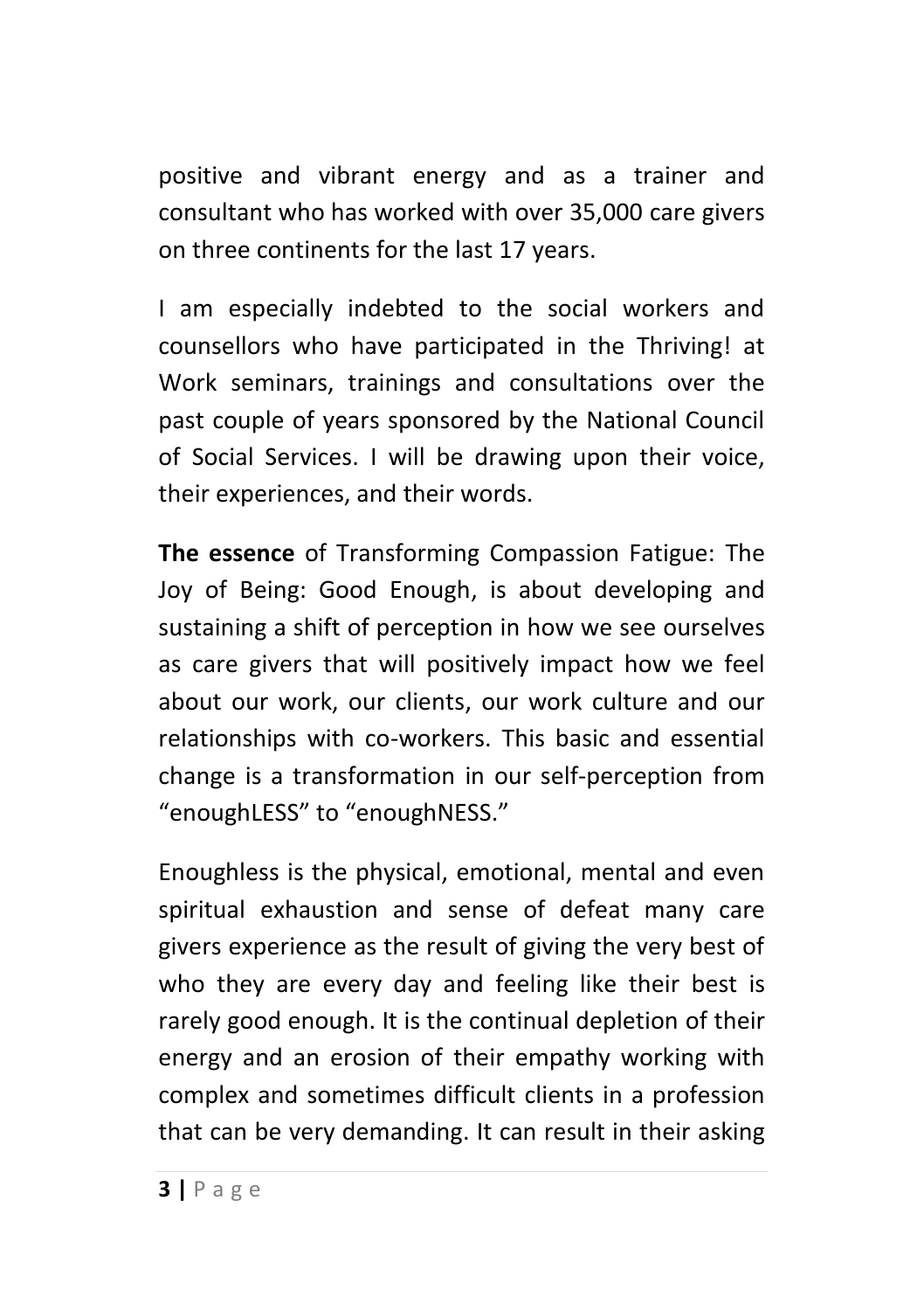positive and vibrant energy and as a trainer and consultant who has worked with over 35,000 care givers on three continents for the last 17 years.

I am especially indebted to the social workers and counsellors who have participated in the Thriving! at Work seminars, trainings and consultations over the past couple of years sponsored by the National Council of Social Services. I will be drawing upon their voice, their experiences, and their words.

**The essence** of Transforming Compassion Fatigue: The Joy of Being: Good Enough, is about developing and sustaining a shift of perception in how we see ourselves as care givers that will positively impact how we feel about our work, our clients, our work culture and our relationships with co-workers. This basic and essential change is a transformation in our self-perception from “enoughLESS” to “enoughNESS.”

Enoughless is the physical, emotional, mental and even spiritual exhaustion and sense of defeat many care givers experience as the result of giving the very best of who they are every day and feeling like their best is rarely good enough. It is the continual depletion of their energy and an erosion of their empathy working with complex and sometimes difficult clients in a profession that can be very demanding. It can result in their asking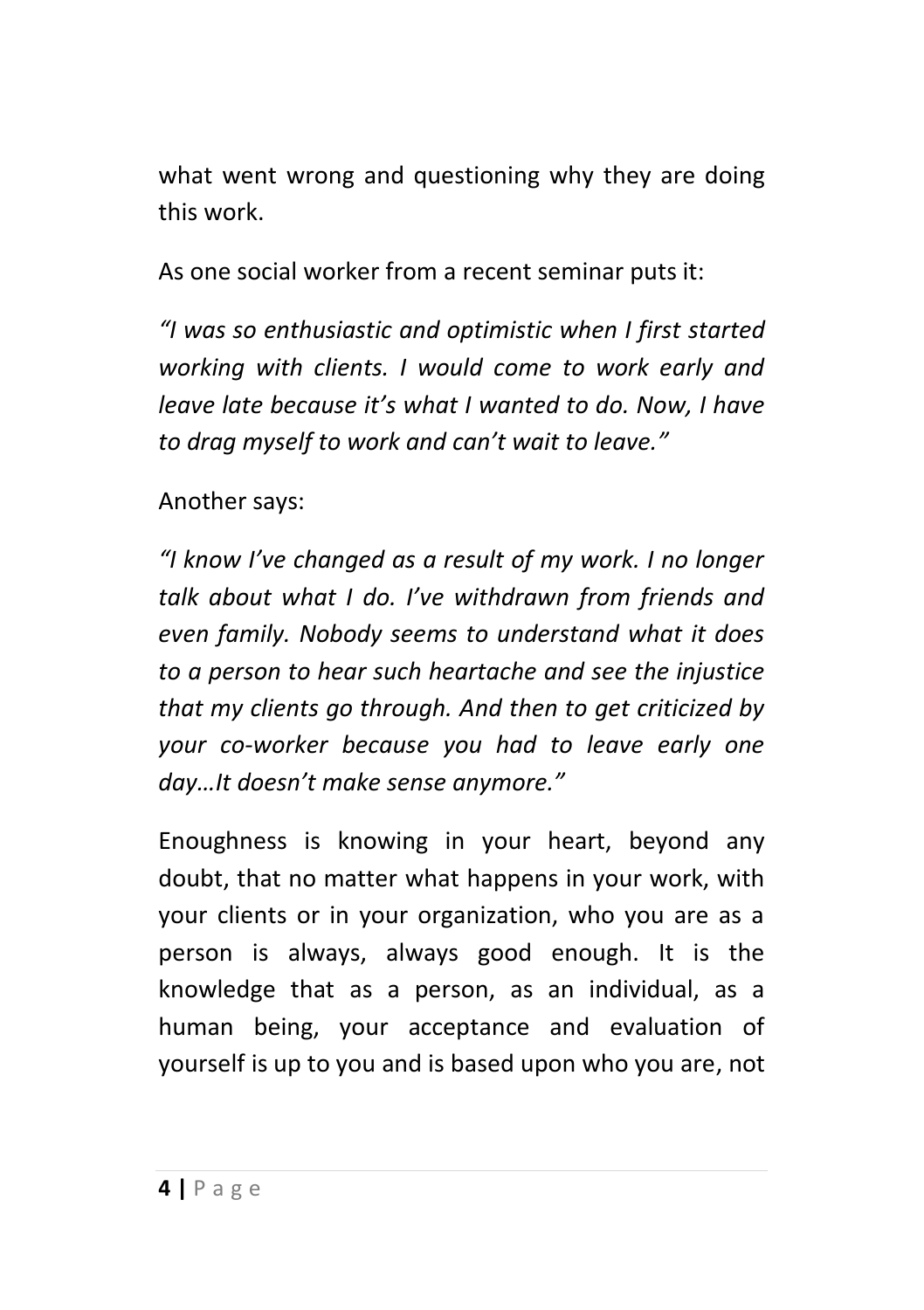what went wrong and questioning why they are doing this work.

As one social worker from a recent seminar puts it:

*"I was so enthusiastic and optimistic when I first started working with clients. I would come to work early and leave late because it's what I wanted to do. Now, I have to drag myself to work and can't wait to leave."*

Another says:

*"I know I've changed as a result of my work. I no longer talk about what I do. I've withdrawn from friends and even family. Nobody seems to understand what it does to a person to hear such heartache and see the injustice that my clients go through. And then to get criticized by your co-worker because you had to leave early one day…It doesn't make sense anymore."*

Enoughness is knowing in your heart, beyond any doubt, that no matter what happens in your work, with your clients or in your organization, who you are as a person is always, always good enough. It is the knowledge that as a person, as an individual, as a human being, your acceptance and evaluation of yourself is up to you and is based upon who you are, not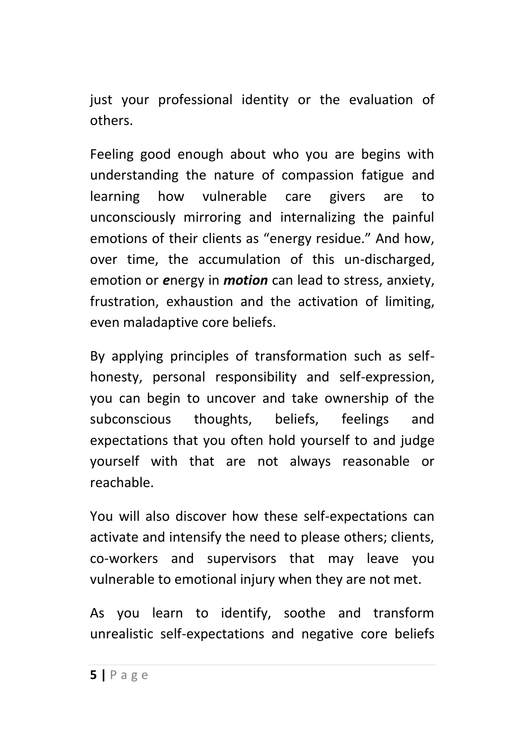just your professional identity or the evaluation of others.

Feeling good enough about who you are begins with understanding the nature of compassion fatigue and learning how vulnerable care givers are to unconsciously mirroring and internalizing the painful emotions of their clients as "energy residue." And how, over time, the accumulation of this un-discharged, emotion or ***e***nergy in ***motion*** can lead to stress, anxiety, frustration, exhaustion and the activation of limiting, even maladaptive core beliefs.

By applying principles of transformation such as self-honesty, personal responsibility and self-expression, you can begin to uncover and take ownership of the subconscious thoughts, beliefs, feelings and expectations that you often hold yourself to and judge yourself with that are not always reasonable or reachable.

You will also discover how these self-expectations can activate and intensify the need to please others; clients, co-workers and supervisors that may leave you vulnerable to emotional injury when they are not met.

As you learn to identify, soothe and transform unrealistic self-expectations and negative core beliefs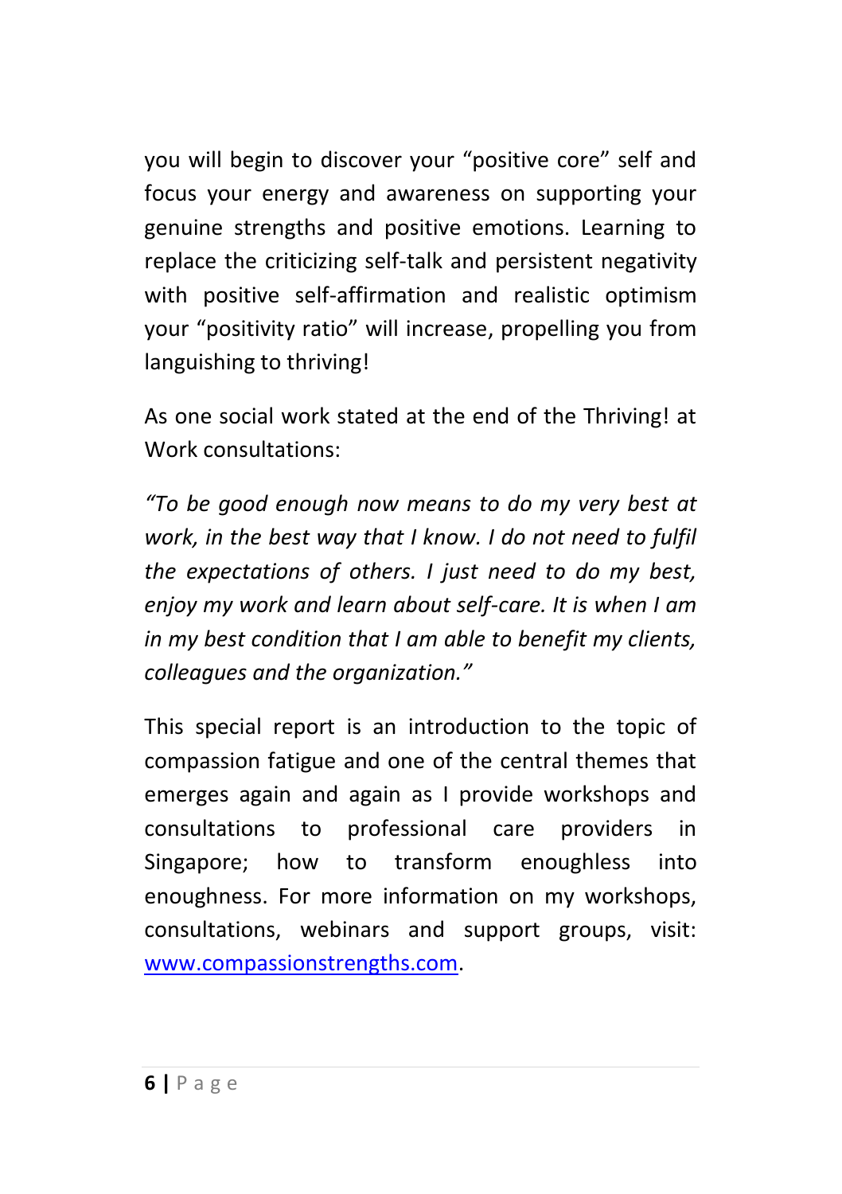you will begin to discover your "positive core" self and focus your energy and awareness on supporting your genuine strengths and positive emotions. Learning to replace the criticizing self-talk and persistent negativity with positive self-affirmation and realistic optimism your "positivity ratio" will increase, propelling you from languishing to thriving!

As one social work stated at the end of the Thriving! at Work consultations:

*"To be good enough now means to do my very best at work, in the best way that I know. I do not need to fulfil the expectations of others. I just need to do my best, enjoy my work and learn about self-care. It is when I am in my best condition that I am able to benefit my clients, colleagues and the organization."*

This special report is an introduction to the topic of compassion fatigue and one of the central themes that emerges again and again as I provide workshops and consultations to professional care providers in Singapore; how to transform enoughless into enoughness. For more information on my workshops, consultations, webinars and support groups, visit: [www.compassionstrengths.com](http://www.compassionstrengths.com).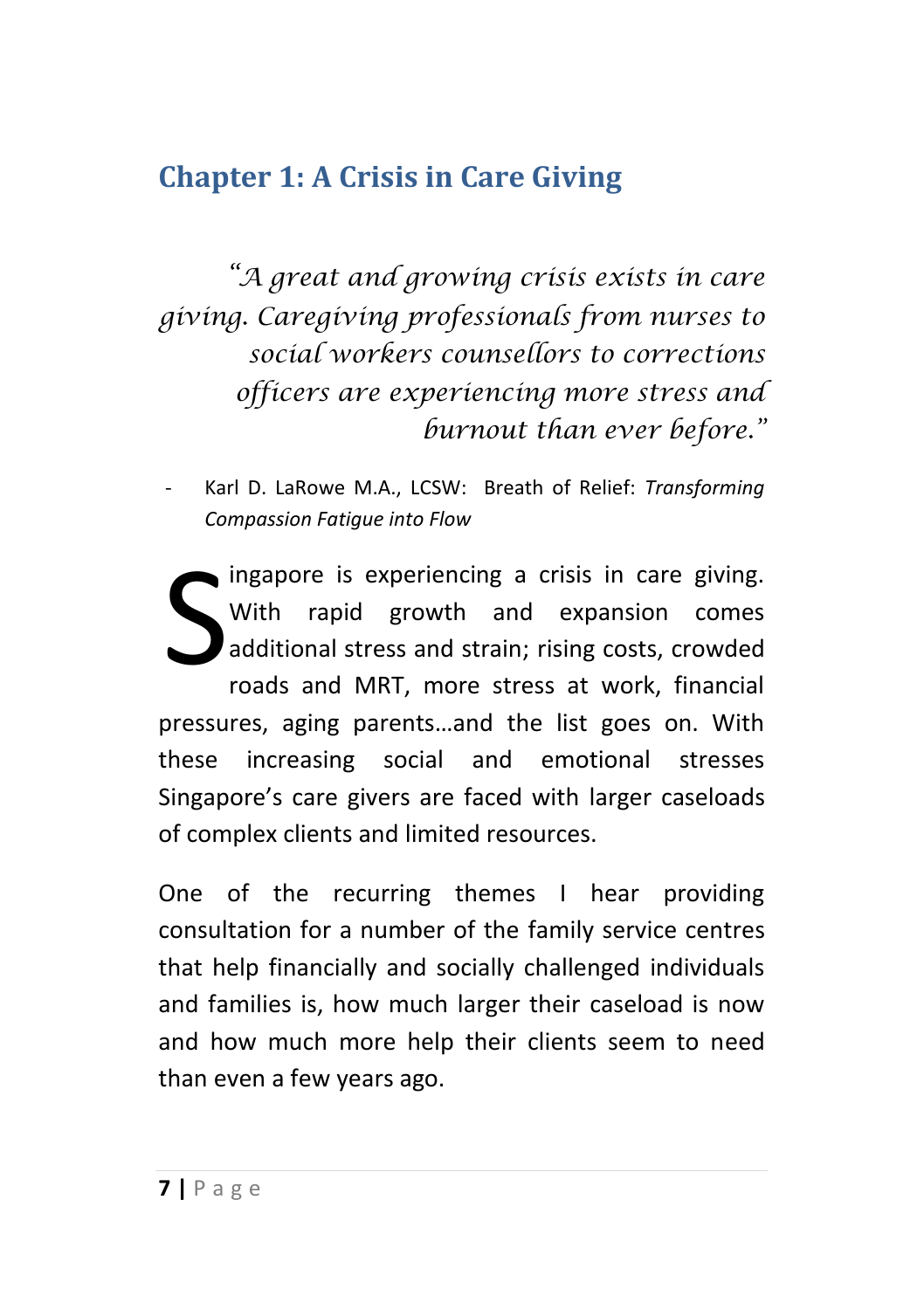## Chapter 1: A Crisis in Care Giving

> *"A great and growing crisis exists in care giving. Caregiving professionals from nurses to social workers counsellors to corrections officers are experiencing more stress and burnout than ever before."*

- Karl D. LaRowe M.A., LCSW: Breath of Relief: *Transforming Compassion Fatigue into Flow*

Singapore is experiencing a crisis in care giving. With rapid growth and expansion comes additional stress and strain; rising costs, crowded roads and MRT, more stress at work, financial pressures, aging parents…and the list goes on. With these increasing social and emotional stresses Singapore's care givers are faced with larger caseloads of complex clients and limited resources.

One of the recurring themes I hear providing consultation for a number of the family service centres that help financially and socially challenged individuals and families is, how much larger their caseload is now and how much more help their clients seem to need than even a few years ago.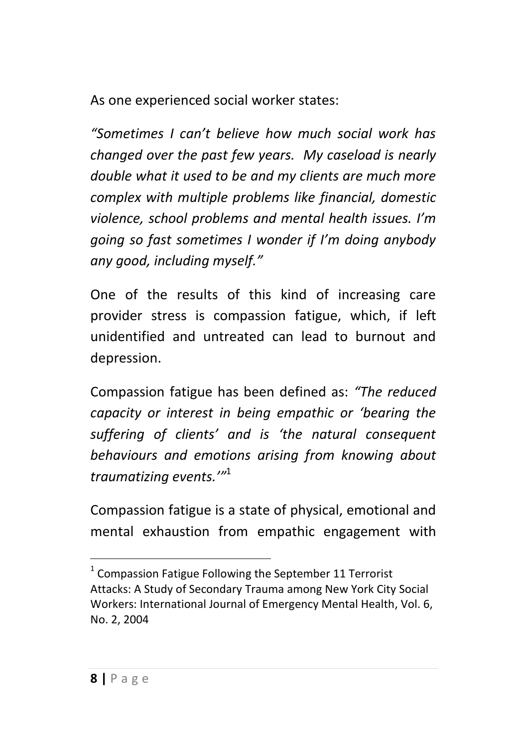As one experienced social worker states:

*"Sometimes I can't believe how much social work has changed over the past few years. My caseload is nearly double what it used to be and my clients are much more complex with multiple problems like financial, domestic violence, school problems and mental health issues. I'm going so fast sometimes I wonder if I'm doing anybody any good, including myself."*

One of the results of this kind of increasing care provider stress is compassion fatigue, which, if left unidentified and untreated can lead to burnout and depression.

Compassion fatigue has been defined as: *"The reduced capacity or interest in being empathic or 'bearing the suffering of clients' and is 'the natural consequent behaviours and emotions arising from knowing about traumatizing events.'"*[1]

Compassion fatigue is a state of physical, emotional and mental exhaustion from empathic engagement with

---

[1] Compassion Fatigue Following the September 11 Terrorist Attacks: A Study of Secondary Trauma among New York City Social Workers: International Journal of Emergency Mental Health, Vol. 6, No. 2, 2004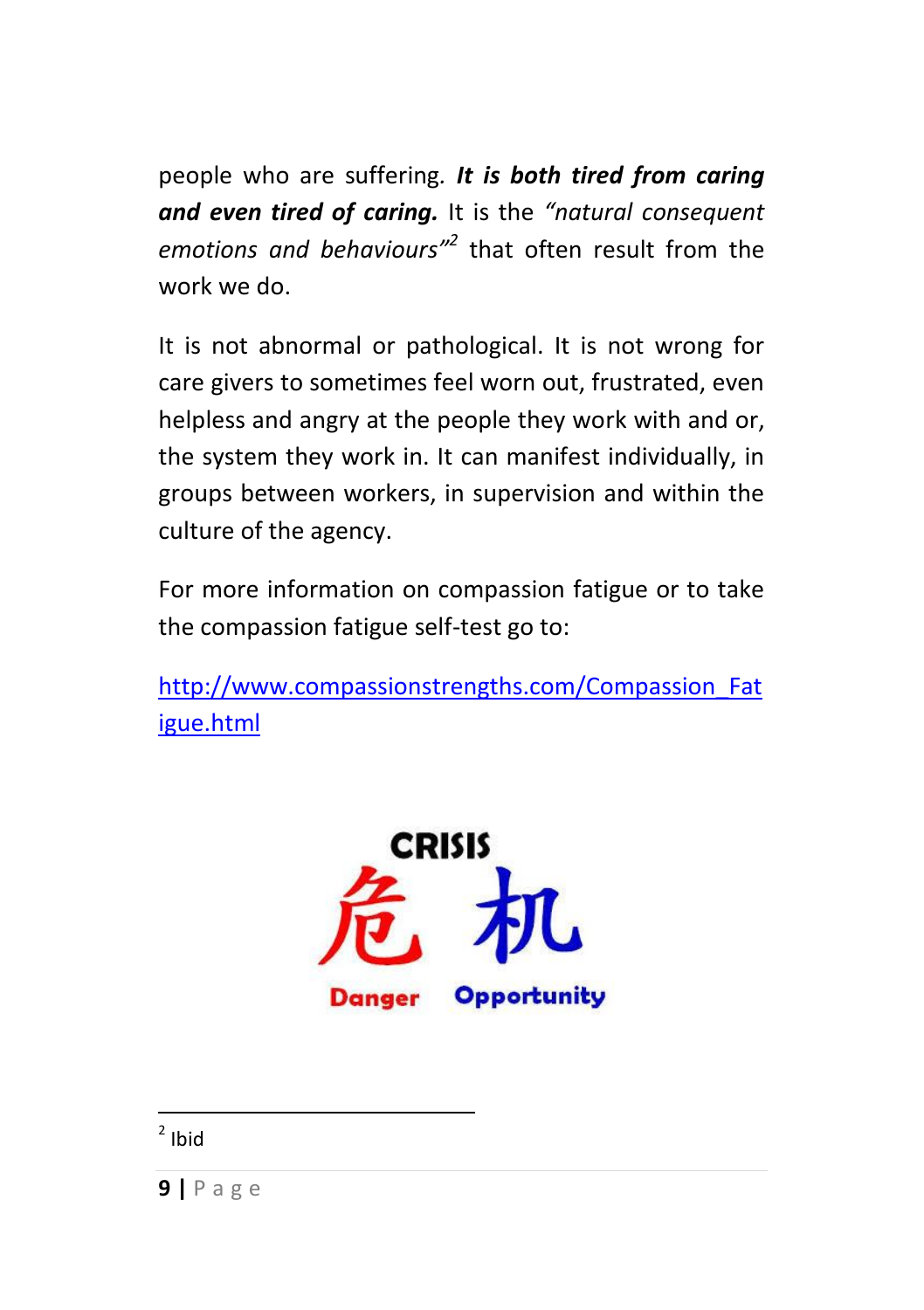people who are suffering. ***It is both tired from caring and even tired of caring.*** It is the *"natural consequent emotions and behaviours"*[2] that often result from the work we do.

It is not abnormal or pathological. It is not wrong for care givers to sometimes feel worn out, frustrated, even helpless and angry at the people they work with and or, the system they work in. It can manifest individually, in groups between workers, in supervision and within the culture of the agency.

For more information on compassion fatigue or to take the compassion fatigue self-test go to:

http://www.compassionstrengths.com/Compassion_Fatigue.html

**CRISIS**

危 机

**Danger** **Opportunity**

---

[2] Ibid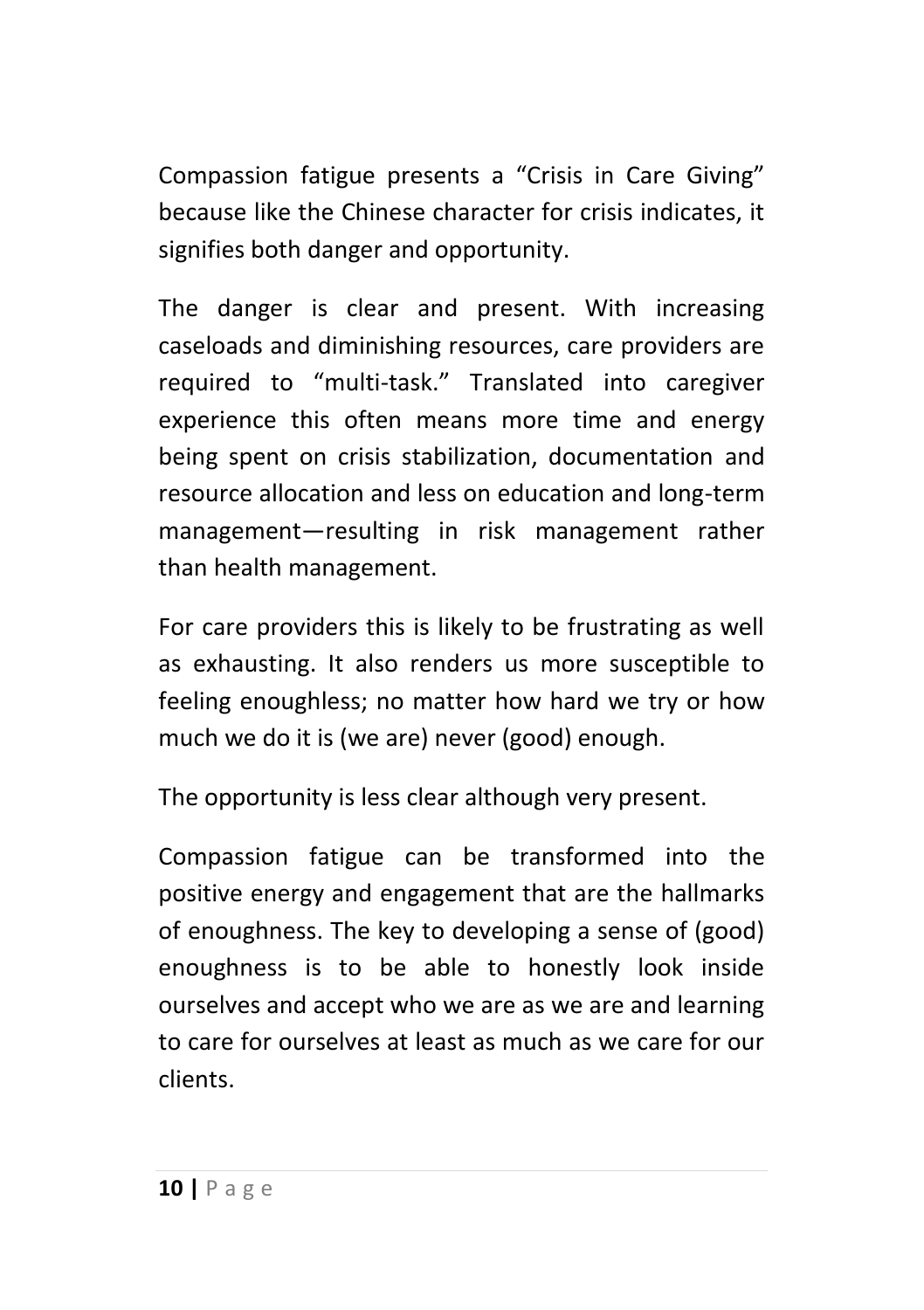Compassion fatigue presents a “Crisis in Care Giving” because like the Chinese character for crisis indicates, it signifies both danger and opportunity.

The danger is clear and present. With increasing caseloads and diminishing resources, care providers are required to “multi-task.” Translated into caregiver experience this often means more time and energy being spent on crisis stabilization, documentation and resource allocation and less on education and long-term management—resulting in risk management rather than health management.

For care providers this is likely to be frustrating as well as exhausting. It also renders us more susceptible to feeling enoughless; no matter how hard we try or how much we do it is (we are) never (good) enough.

The opportunity is less clear although very present.

Compassion fatigue can be transformed into the positive energy and engagement that are the hallmarks of enoughness. The key to developing a sense of (good) enoughness is to be able to honestly look inside ourselves and accept who we are as we are and learning to care for ourselves at least as much as we care for our clients.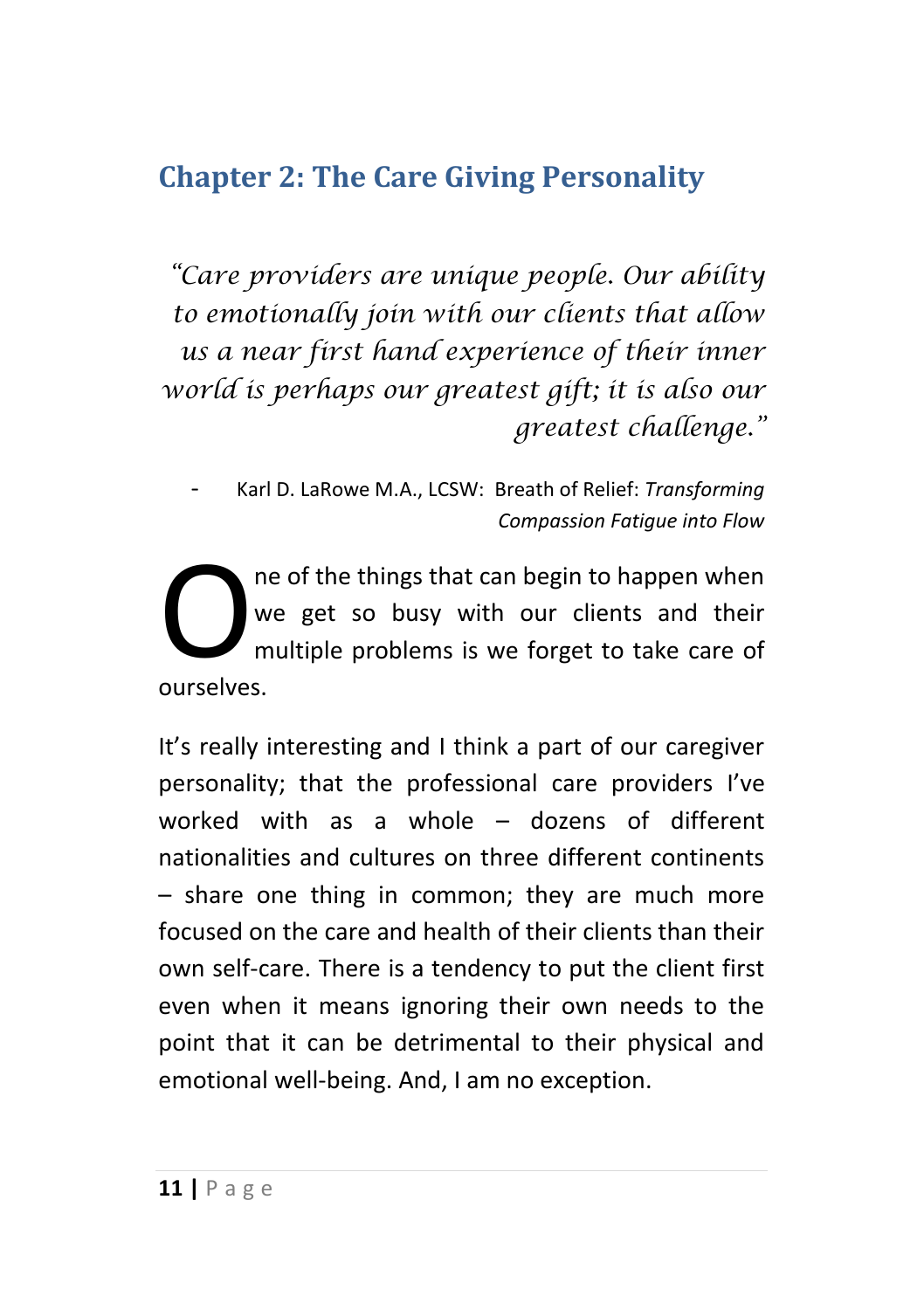## Chapter 2: The Care Giving Personality

> *"Care providers are unique people. Our ability to emotionally join with our clients that allow us a near first hand experience of their inner world is perhaps our greatest gift; it is also our greatest challenge."*
>
> - Karl D. LaRowe M.A., LCSW: Breath of Relief: *Transforming Compassion Fatigue into Flow*

One of the things that can begin to happen when we get so busy with our clients and their multiple problems is we forget to take care of ourselves.

It's really interesting and I think a part of our caregiver personality; that the professional care providers I've worked with as a whole – dozens of different nationalities and cultures on three different continents – share one thing in common; they are much more focused on the care and health of their clients than their own self-care. There is a tendency to put the client first even when it means ignoring their own needs to the point that it can be detrimental to their physical and emotional well-being. And, I am no exception.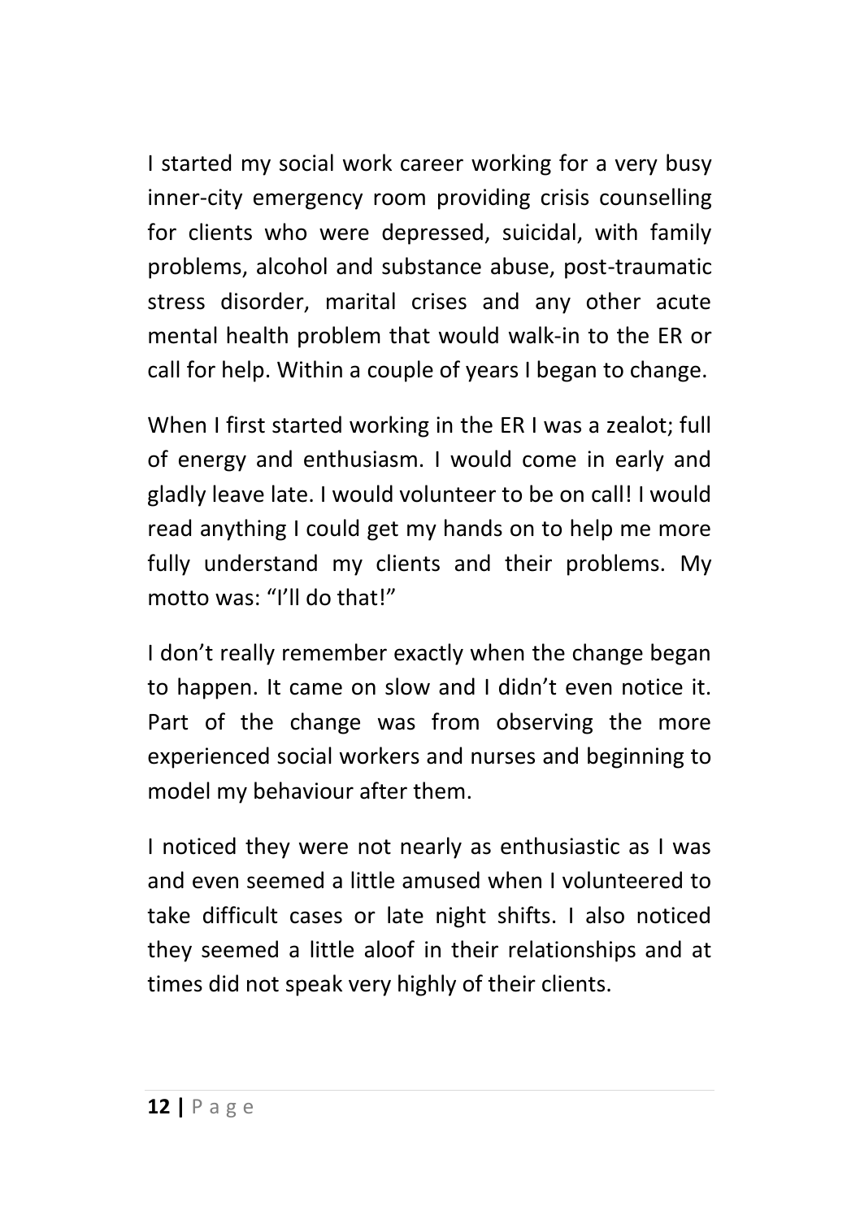I started my social work career working for a very busy inner-city emergency room providing crisis counselling for clients who were depressed, suicidal, with family problems, alcohol and substance abuse, post-traumatic stress disorder, marital crises and any other acute mental health problem that would walk-in to the ER or call for help. Within a couple of years I began to change.

When I first started working in the ER I was a zealot; full of energy and enthusiasm. I would come in early and gladly leave late. I would volunteer to be on call! I would read anything I could get my hands on to help me more fully understand my clients and their problems. My motto was: “I’ll do that!”

I don’t really remember exactly when the change began to happen. It came on slow and I didn’t even notice it. Part of the change was from observing the more experienced social workers and nurses and beginning to model my behaviour after them.

I noticed they were not nearly as enthusiastic as I was and even seemed a little amused when I volunteered to take difficult cases or late night shifts. I also noticed they seemed a little aloof in their relationships and at times did not speak very highly of their clients.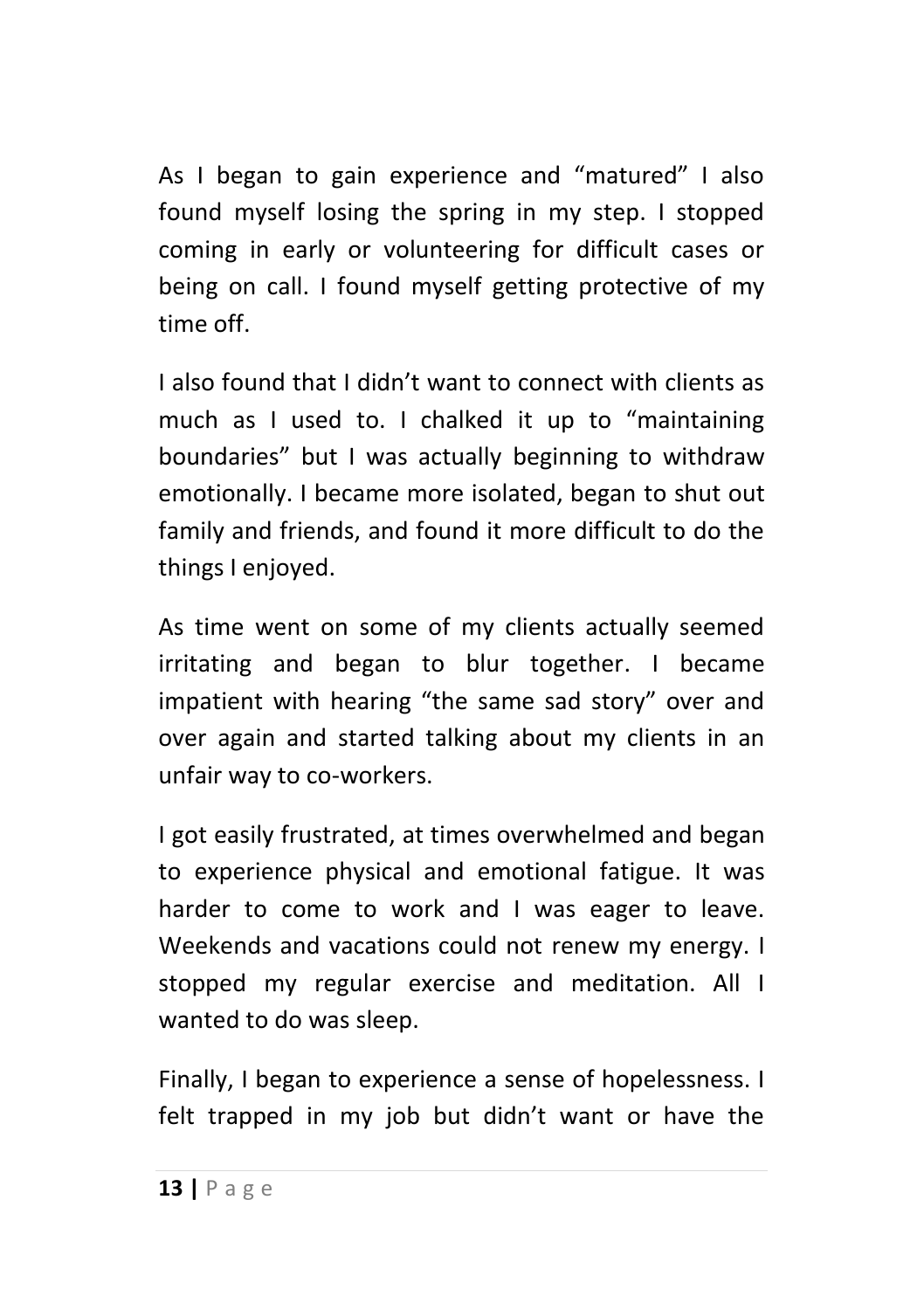As I began to gain experience and "matured" I also found myself losing the spring in my step. I stopped coming in early or volunteering for difficult cases or being on call. I found myself getting protective of my time off.

I also found that I didn't want to connect with clients as much as I used to. I chalked it up to "maintaining boundaries" but I was actually beginning to withdraw emotionally. I became more isolated, began to shut out family and friends, and found it more difficult to do the things I enjoyed.

As time went on some of my clients actually seemed irritating and began to blur together. I became impatient with hearing "the same sad story" over and over again and started talking about my clients in an unfair way to co-workers.

I got easily frustrated, at times overwhelmed and began to experience physical and emotional fatigue. It was harder to come to work and I was eager to leave. Weekends and vacations could not renew my energy. I stopped my regular exercise and meditation. All I wanted to do was sleep.

Finally, I began to experience a sense of hopelessness. I felt trapped in my job but didn't want or have the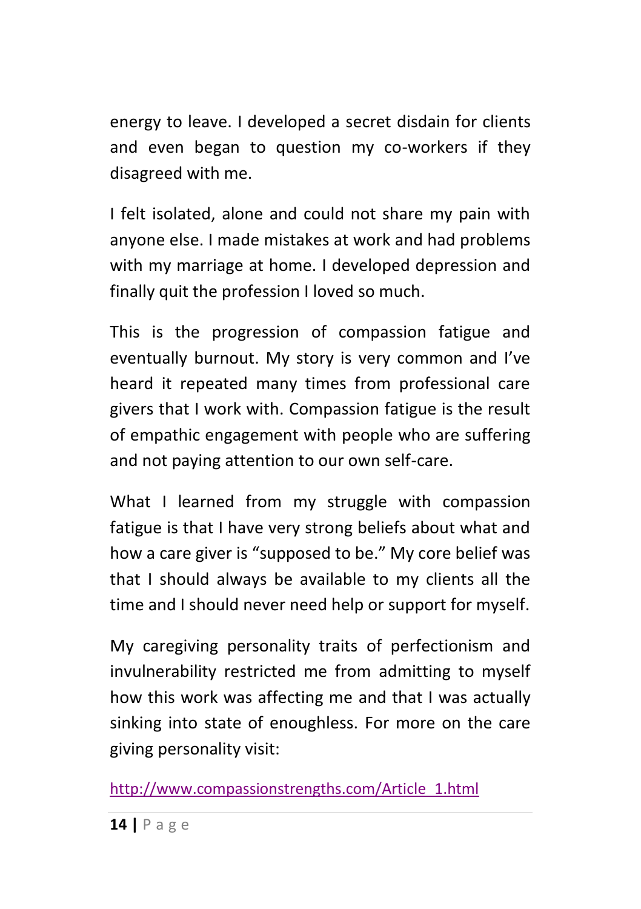energy to leave. I developed a secret disdain for clients and even began to question my co-workers if they disagreed with me.

I felt isolated, alone and could not share my pain with anyone else. I made mistakes at work and had problems with my marriage at home. I developed depression and finally quit the profession I loved so much.

This is the progression of compassion fatigue and eventually burnout. My story is very common and I've heard it repeated many times from professional care givers that I work with. Compassion fatigue is the result of empathic engagement with people who are suffering and not paying attention to our own self-care.

What I learned from my struggle with compassion fatigue is that I have very strong beliefs about what and how a care giver is "supposed to be." My core belief was that I should always be available to my clients all the time and I should never need help or support for myself.

My caregiving personality traits of perfectionism and invulnerability restricted me from admitting to myself how this work was affecting me and that I was actually sinking into state of enoughless. For more on the care giving personality visit:

http://www.compassionstrengths.com/Article_1.html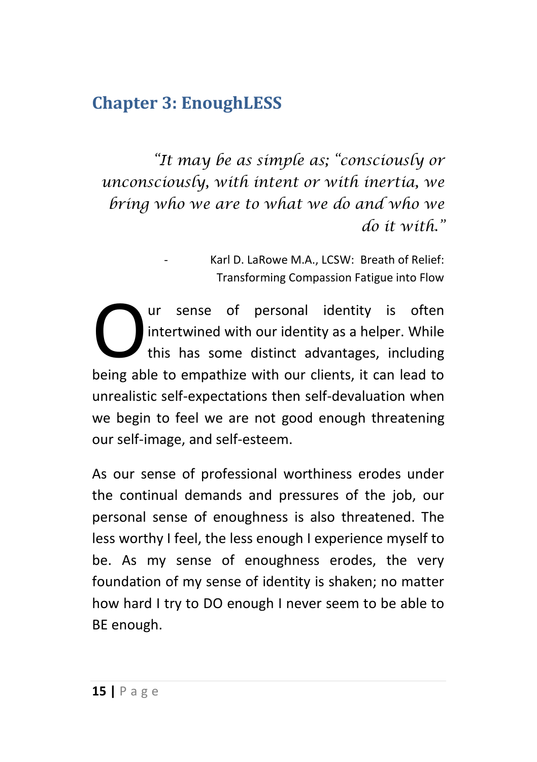## Chapter 3: EnoughLESS

> *"It may be as simple as; "consciously or unconsciously, with intent or with inertia, we bring who we are to what we do and who we do it with."*
>
> \- Karl D. LaRowe M.A., LCSW: Breath of Relief: Transforming Compassion Fatigue into Flow

Our sense of personal identity is often intertwined with our identity as a helper. While this has some distinct advantages, including being able to empathize with our clients, it can lead to unrealistic self-expectations then self-devaluation when we begin to feel we are not good enough threatening our self-image, and self-esteem.

As our sense of professional worthiness erodes under the continual demands and pressures of the job, our personal sense of enoughness is also threatened. The less worthy I feel, the less enough I experience myself to be. As my sense of enoughness erodes, the very foundation of my sense of identity is shaken; no matter how hard I try to DO enough I never seem to be able to BE enough.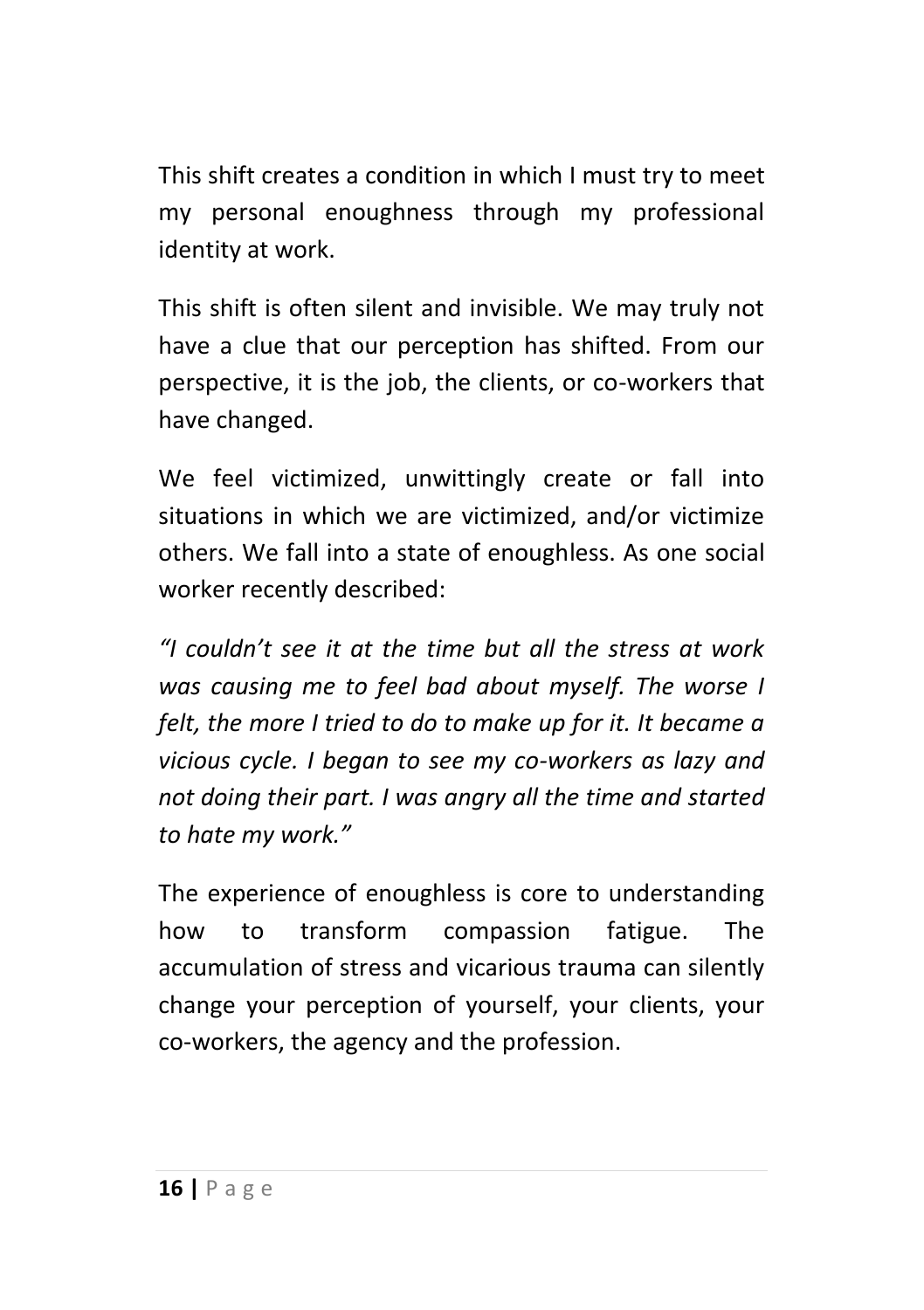This shift creates a condition in which I must try to meet my personal enoughness through my professional identity at work.

This shift is often silent and invisible. We may truly not have a clue that our perception has shifted. From our perspective, it is the job, the clients, or co-workers that have changed.

We feel victimized, unwittingly create or fall into situations in which we are victimized, and/or victimize others. We fall into a state of enoughless. As one social worker recently described:

*"I couldn't see it at the time but all the stress at work was causing me to feel bad about myself. The worse I felt, the more I tried to do to make up for it. It became a vicious cycle. I began to see my co-workers as lazy and not doing their part. I was angry all the time and started to hate my work."*

The experience of enoughless is core to understanding how to transform compassion fatigue. The accumulation of stress and vicarious trauma can silently change your perception of yourself, your clients, your co-workers, the agency and the profession.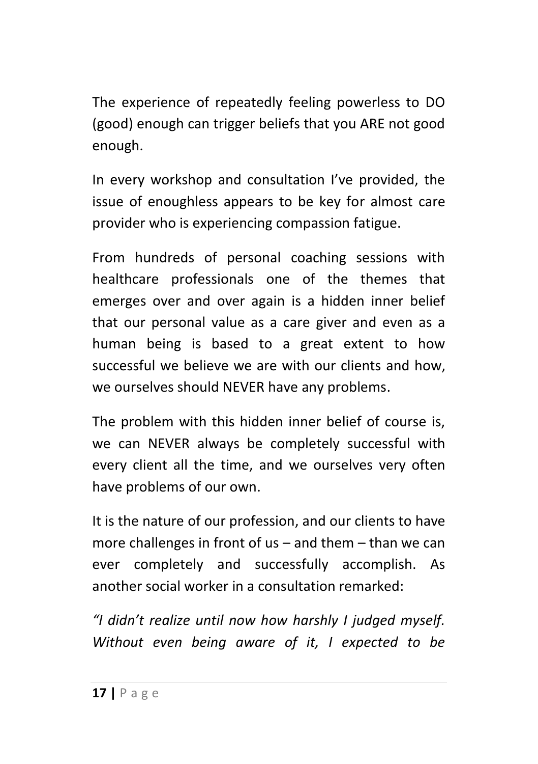The experience of repeatedly feeling powerless to DO (good) enough can trigger beliefs that you ARE not good enough.

In every workshop and consultation I've provided, the issue of enoughless appears to be key for almost care provider who is experiencing compassion fatigue.

From hundreds of personal coaching sessions with healthcare professionals one of the themes that emerges over and over again is a hidden inner belief that our personal value as a care giver and even as a human being is based to a great extent to how successful we believe we are with our clients and how, we ourselves should NEVER have any problems.

The problem with this hidden inner belief of course is, we can NEVER always be completely successful with every client all the time, and we ourselves very often have problems of our own.

It is the nature of our profession, and our clients to have more challenges in front of us – and them – than we can ever completely and successfully accomplish. As another social worker in a consultation remarked:

*"I didn't realize until now how harshly I judged myself. Without even being aware of it, I expected to be*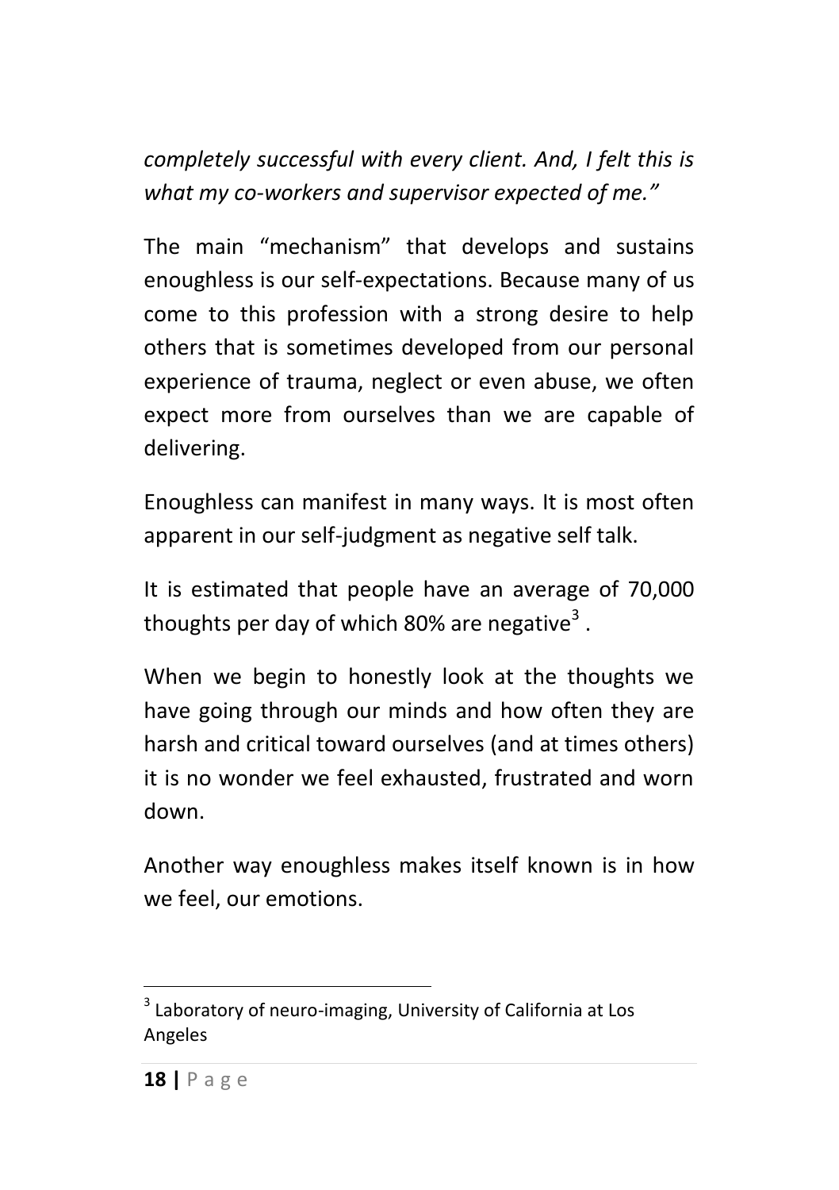*completely successful with every client. And, I felt this is what my co-workers and supervisor expected of me."*

The main "mechanism" that develops and sustains enoughless is our self-expectations. Because many of us come to this profession with a strong desire to help others that is sometimes developed from our personal experience of trauma, neglect or even abuse, we often expect more from ourselves than we are capable of delivering.

Enoughless can manifest in many ways. It is most often apparent in our self-judgment as negative self talk.

It is estimated that people have an average of 70,000 thoughts per day of which 80% are negative[3] .

When we begin to honestly look at the thoughts we have going through our minds and how often they are harsh and critical toward ourselves (and at times others) it is no wonder we feel exhausted, frustrated and worn down.

Another way enoughless makes itself known is in how we feel, our emotions.

---

[3] Laboratory of neuro-imaging, University of California at Los Angeles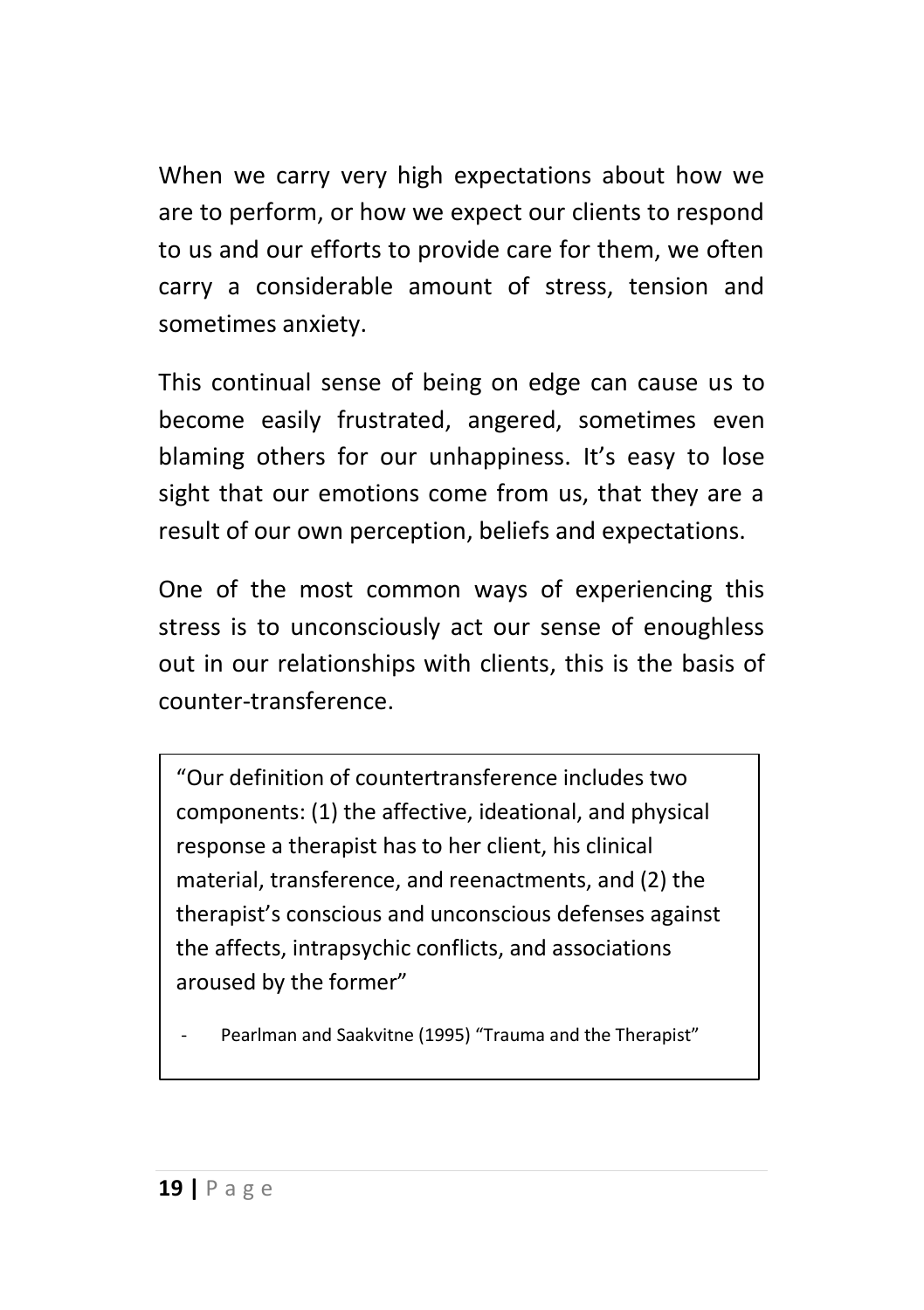When we carry very high expectations about how we are to perform, or how we expect our clients to respond to us and our efforts to provide care for them, we often carry a considerable amount of stress, tension and sometimes anxiety.

This continual sense of being on edge can cause us to become easily frustrated, angered, sometimes even blaming others for our unhappiness. It's easy to lose sight that our emotions come from us, that they are a result of our own perception, beliefs and expectations.

One of the most common ways of experiencing this stress is to unconsciously act our sense of enoughless out in our relationships with clients, this is the basis of counter-transference.

> "Our definition of countertransference includes two components: (1) the affective, ideational, and physical response a therapist has to her client, his clinical material, transference, and reenactments, and (2) the therapist's conscious and unconscious defenses against the affects, intrapsychic conflicts, and associations aroused by the former"
>
> - Pearlman and Saakvitne (1995) "Trauma and the Therapist"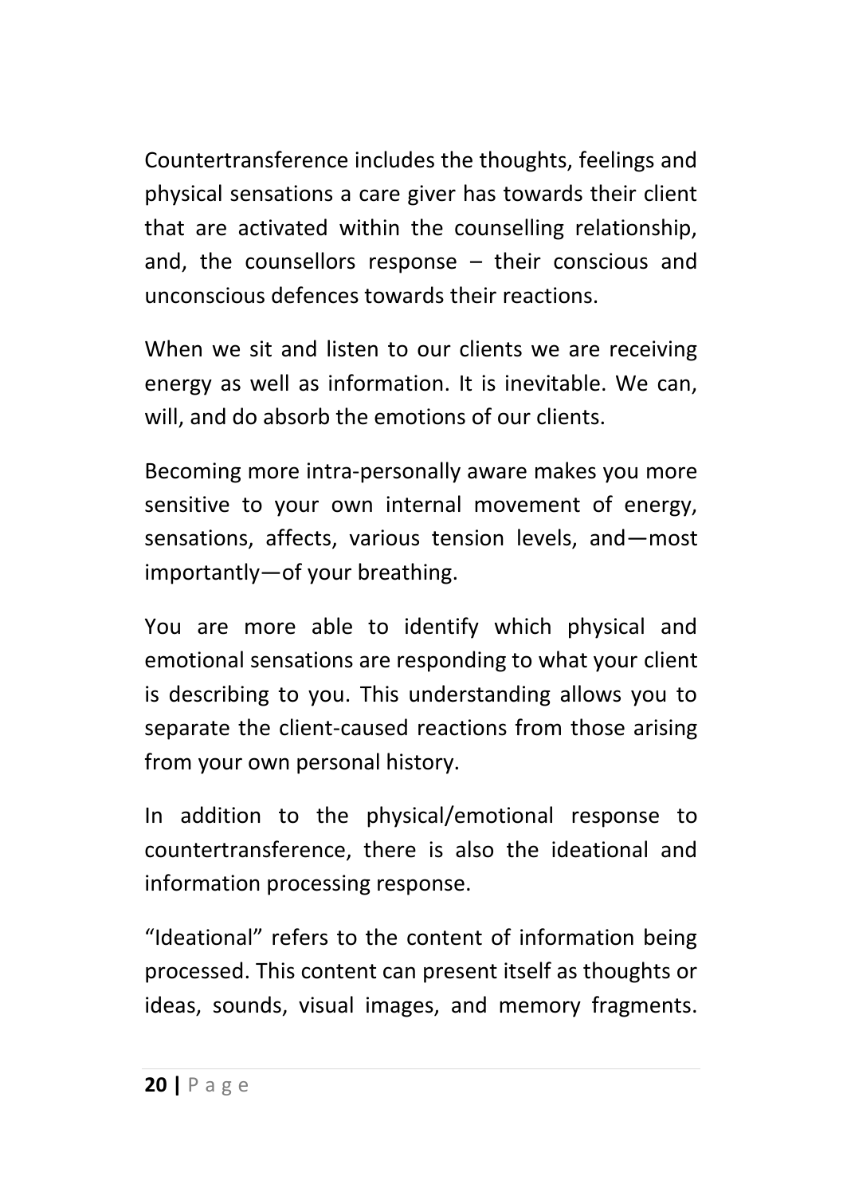Countertransference includes the thoughts, feelings and physical sensations a care giver has towards their client that are activated within the counselling relationship, and, the counsellors response – their conscious and unconscious defences towards their reactions.

When we sit and listen to our clients we are receiving energy as well as information. It is inevitable. We can, will, and do absorb the emotions of our clients.

Becoming more intra-personally aware makes you more sensitive to your own internal movement of energy, sensations, affects, various tension levels, and—most importantly—of your breathing.

You are more able to identify which physical and emotional sensations are responding to what your client is describing to you. This understanding allows you to separate the client-caused reactions from those arising from your own personal history.

In addition to the physical/emotional response to countertransference, there is also the ideational and information processing response.

“Ideational” refers to the content of information being processed. This content can present itself as thoughts or ideas, sounds, visual images, and memory fragments.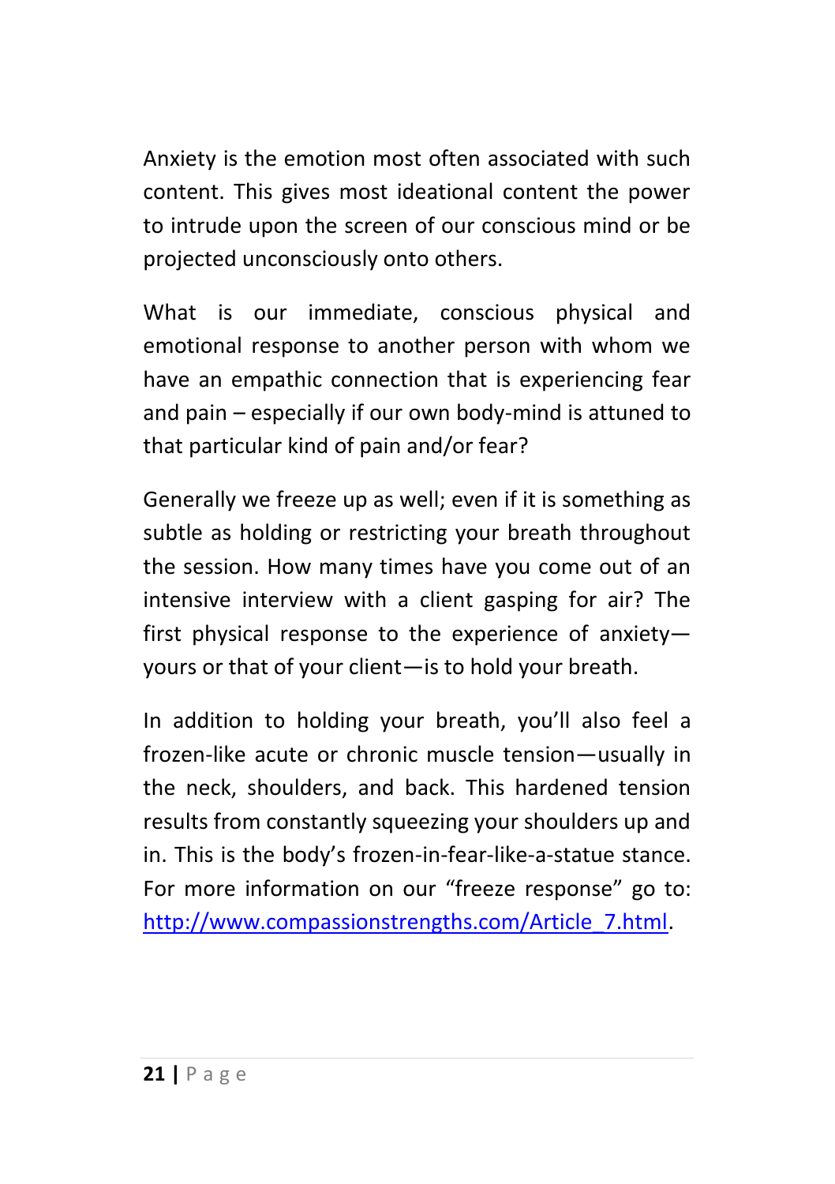Anxiety is the emotion most often associated with such content. This gives most ideational content the power to intrude upon the screen of our conscious mind or be projected unconsciously onto others.

What is our immediate, conscious physical and emotional response to another person with whom we have an empathic connection that is experiencing fear and pain – especially if our own body-mind is attuned to that particular kind of pain and/or fear?

Generally we freeze up as well; even if it is something as subtle as holding or restricting your breath throughout the session. How many times have you come out of an intensive interview with a client gasping for air? The first physical response to the experience of anxiety—yours or that of your client—is to hold your breath.

In addition to holding your breath, you'll also feel a frozen-like acute or chronic muscle tension—usually in the neck, shoulders, and back. This hardened tension results from constantly squeezing your shoulders up and in. This is the body's frozen-in-fear-like-a-statue stance. For more information on our "freeze response" go to: [http://www.compassionstrengths.com/Article_7.html](http://www.compassionstrengths.com/Article_7.html).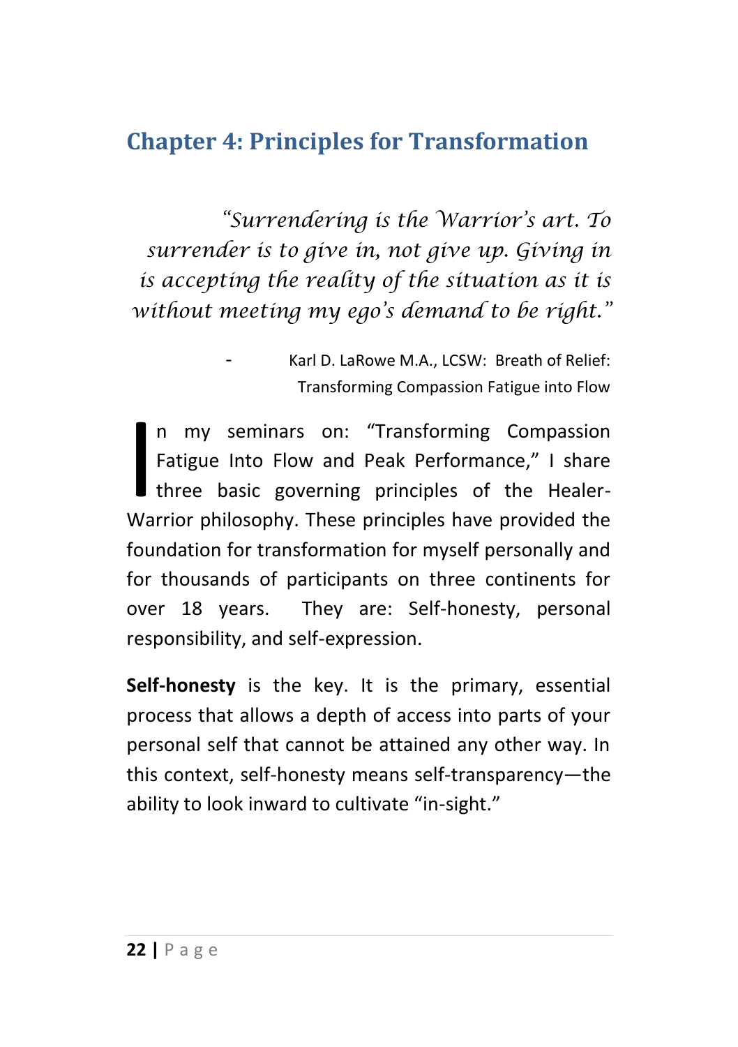## Chapter 4: Principles for Transformation

*"Surrendering is the Warrior's art. To surrender is to give in, not give up. Giving in is accepting the reality of the situation as it is without meeting my ego's demand to be right."*

- Karl D. LaRowe M.A., LCSW: Breath of Relief: Transforming Compassion Fatigue into Flow

In my seminars on: "Transforming Compassion Fatigue Into Flow and Peak Performance," I share three basic governing principles of the Healer-Warrior philosophy. These principles have provided the foundation for transformation for myself personally and for thousands of participants on three continents for over 18 years. They are: Self-honesty, personal responsibility, and self-expression.

**Self-honesty** is the key. It is the primary, essential process that allows a depth of access into parts of your personal self that cannot be attained any other way. In this context, self-honesty means self-transparency—the ability to look inward to cultivate "in-sight."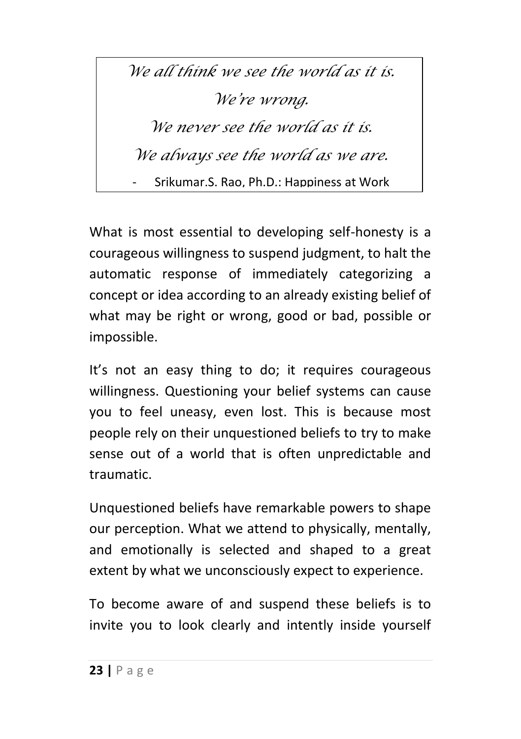> *We all think we see the world as it is.*
>
> *We're wrong.*
>
> *We never see the world as it is.*
>
> *We always see the world as we are.*
>
> - Srikumar.S. Rao, Ph.D.: Happiness at Work

What is most essential to developing self-honesty is a courageous willingness to suspend judgment, to halt the automatic response of immediately categorizing a concept or idea according to an already existing belief of what may be right or wrong, good or bad, possible or impossible.

It's not an easy thing to do; it requires courageous willingness. Questioning your belief systems can cause you to feel uneasy, even lost. This is because most people rely on their unquestioned beliefs to try to make sense out of a world that is often unpredictable and traumatic.

Unquestioned beliefs have remarkable powers to shape our perception. What we attend to physically, mentally, and emotionally is selected and shaped to a great extent by what we unconsciously expect to experience.

To become aware of and suspend these beliefs is to invite you to look clearly and intently inside yourself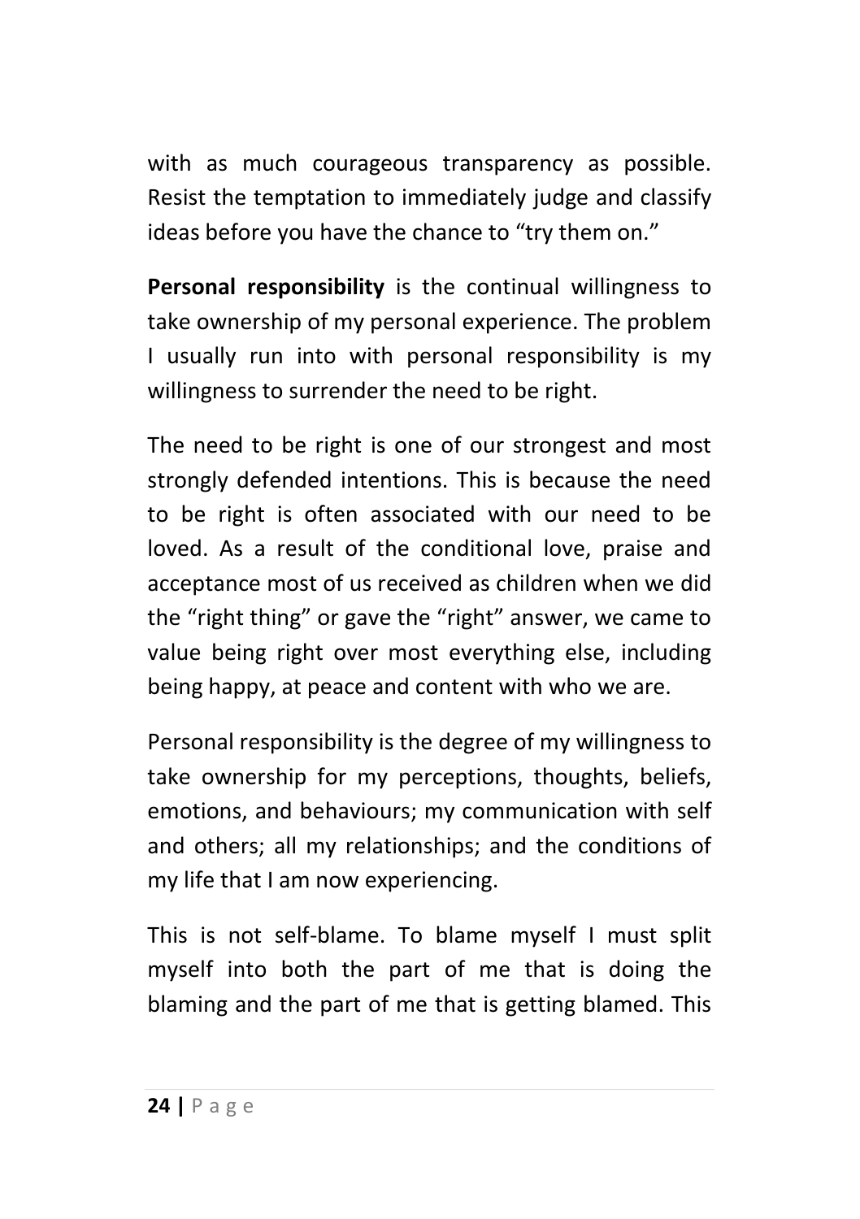with as much courageous transparency as possible. Resist the temptation to immediately judge and classify ideas before you have the chance to “try them on.”

**Personal responsibility** is the continual willingness to take ownership of my personal experience. The problem I usually run into with personal responsibility is my willingness to surrender the need to be right.

The need to be right is one of our strongest and most strongly defended intentions. This is because the need to be right is often associated with our need to be loved. As a result of the conditional love, praise and acceptance most of us received as children when we did the “right thing” or gave the “right” answer, we came to value being right over most everything else, including being happy, at peace and content with who we are.

Personal responsibility is the degree of my willingness to take ownership for my perceptions, thoughts, beliefs, emotions, and behaviours; my communication with self and others; all my relationships; and the conditions of my life that I am now experiencing.

This is not self-blame. To blame myself I must split myself into both the part of me that is doing the blaming and the part of me that is getting blamed. This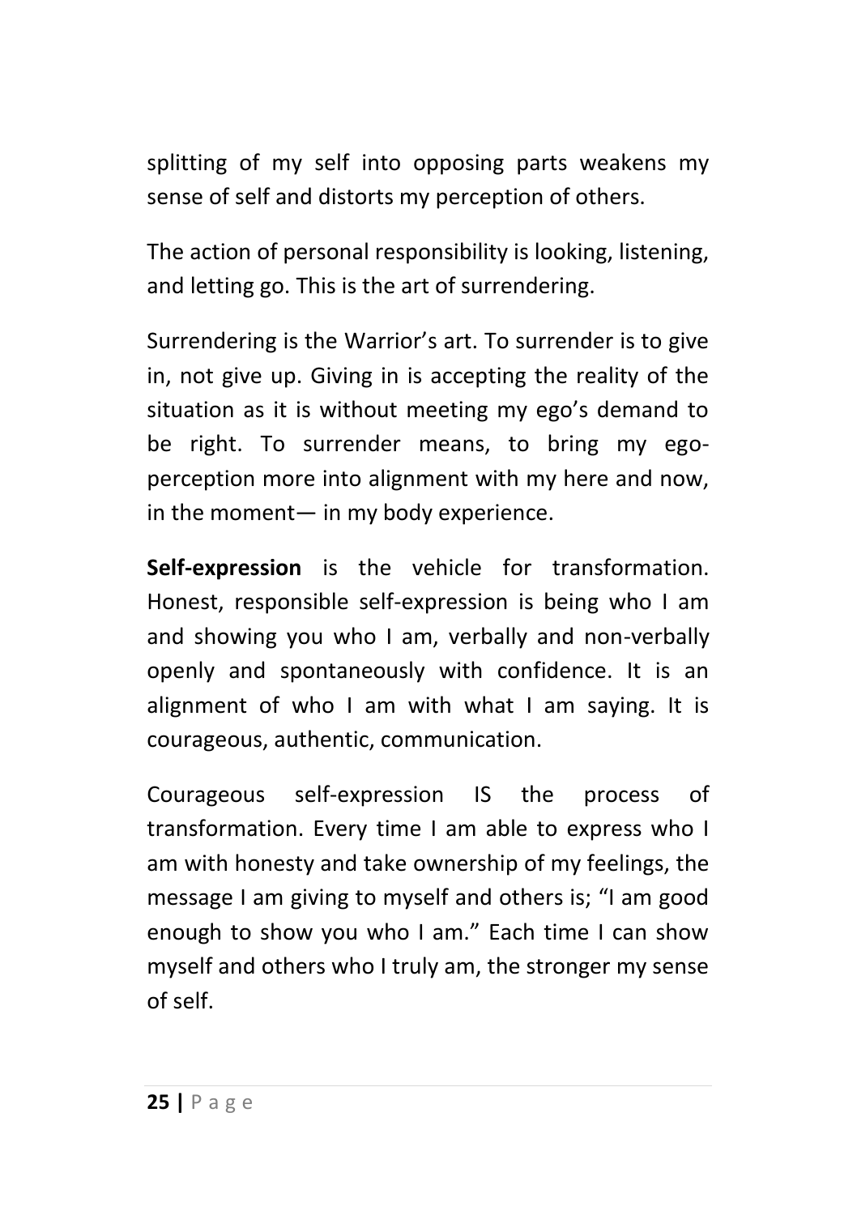splitting of my self into opposing parts weakens my sense of self and distorts my perception of others.

The action of personal responsibility is looking, listening, and letting go. This is the art of surrendering.

Surrendering is the Warrior's art. To surrender is to give in, not give up. Giving in is accepting the reality of the situation as it is without meeting my ego's demand to be right. To surrender means, to bring my ego-perception more into alignment with my here and now, in the moment— in my body experience.

**Self-expression** is the vehicle for transformation. Honest, responsible self-expression is being who I am and showing you who I am, verbally and non-verbally openly and spontaneously with confidence. It is an alignment of who I am with what I am saying. It is courageous, authentic, communication.

Courageous self-expression IS the process of transformation. Every time I am able to express who I am with honesty and take ownership of my feelings, the message I am giving to myself and others is; "I am good enough to show you who I am." Each time I can show myself and others who I truly am, the stronger my sense of self.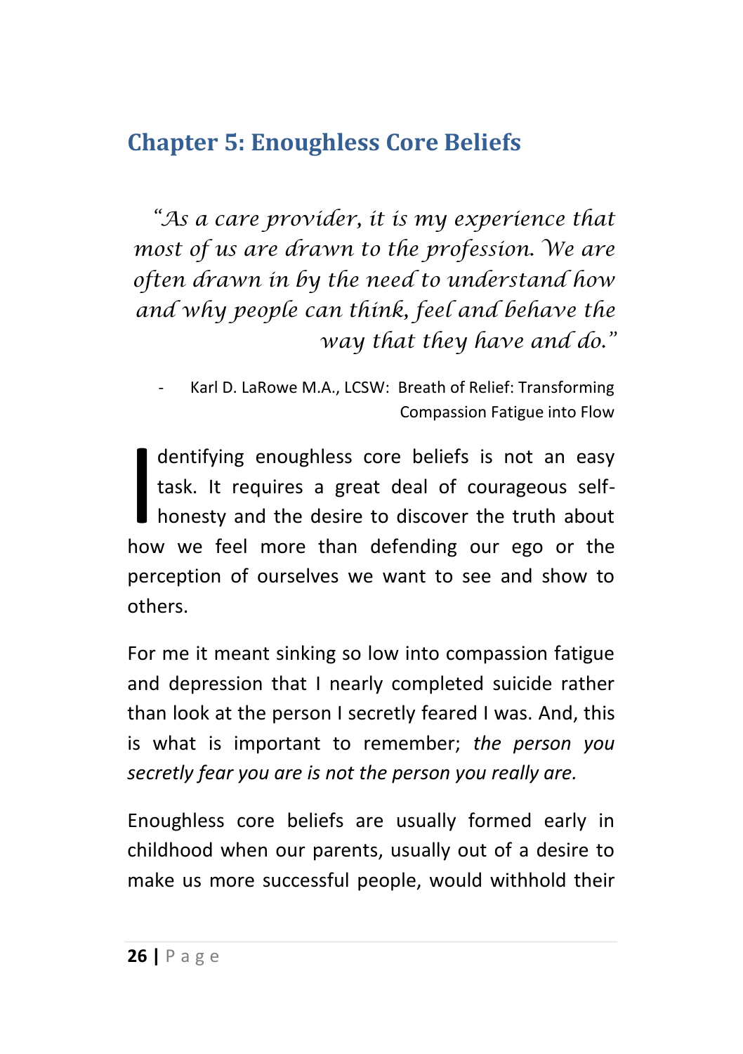## Chapter 5: Enoughless Core Beliefs

> *"As a care provider, it is my experience that most of us are drawn to the profession. We are often drawn in by the need to understand how and why people can think, feel and behave the way that they have and do."*
>
> - Karl D. LaRowe M.A., LCSW: Breath of Relief: Transforming Compassion Fatigue into Flow

Identifying enoughless core beliefs is not an easy task. It requires a great deal of courageous self-honesty and the desire to discover the truth about how we feel more than defending our ego or the perception of ourselves we want to see and show to others.

For me it meant sinking so low into compassion fatigue and depression that I nearly completed suicide rather than look at the person I secretly feared I was. And, this is what is important to remember; *the person you secretly fear you are is not the person you really are.*

Enoughless core beliefs are usually formed early in childhood when our parents, usually out of a desire to make us more successful people, would withhold their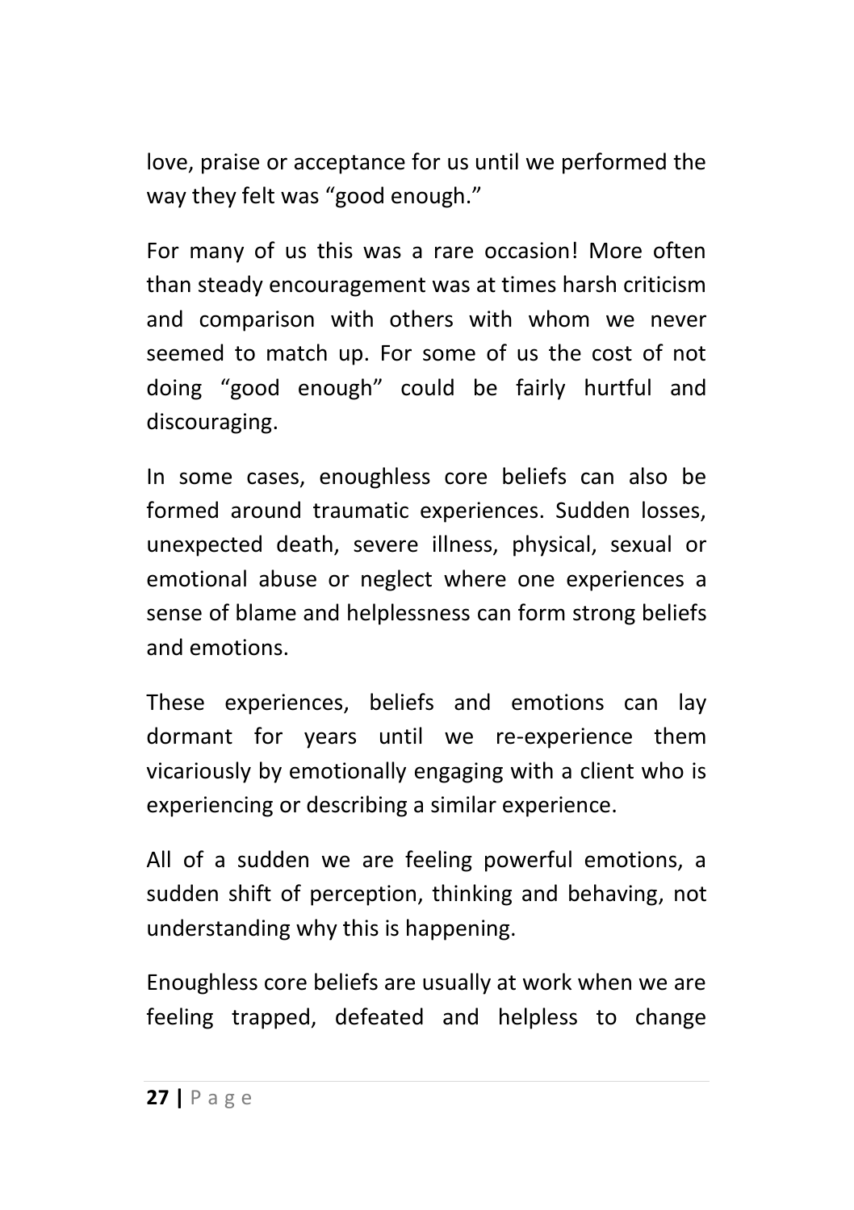love, praise or acceptance for us until we performed the way they felt was "good enough."

For many of us this was a rare occasion! More often than steady encouragement was at times harsh criticism and comparison with others with whom we never seemed to match up. For some of us the cost of not doing "good enough" could be fairly hurtful and discouraging.

In some cases, enoughless core beliefs can also be formed around traumatic experiences. Sudden losses, unexpected death, severe illness, physical, sexual or emotional abuse or neglect where one experiences a sense of blame and helplessness can form strong beliefs and emotions.

These experiences, beliefs and emotions can lay dormant for years until we re-experience them vicariously by emotionally engaging with a client who is experiencing or describing a similar experience.

All of a sudden we are feeling powerful emotions, a sudden shift of perception, thinking and behaving, not understanding why this is happening.

Enoughless core beliefs are usually at work when we are feeling trapped, defeated and helpless to change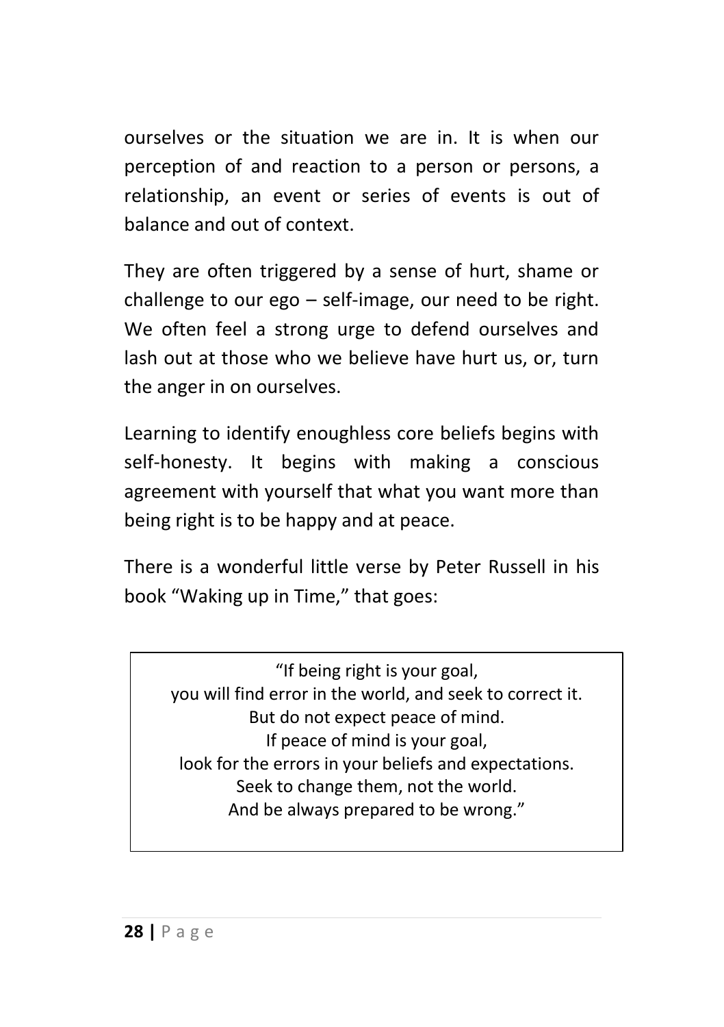ourselves or the situation we are in. It is when our perception of and reaction to a person or persons, a relationship, an event or series of events is out of balance and out of context.

They are often triggered by a sense of hurt, shame or challenge to our ego – self-image, our need to be right. We often feel a strong urge to defend ourselves and lash out at those who we believe have hurt us, or, turn the anger in on ourselves.

Learning to identify enoughless core beliefs begins with self-honesty. It begins with making a conscious agreement with yourself that what you want more than being right is to be happy and at peace.

There is a wonderful little verse by Peter Russell in his book "Waking up in Time," that goes:

> "If being right is your goal,
> you will find error in the world, and seek to correct it.
> But do not expect peace of mind.
> If peace of mind is your goal,
> look for the errors in your beliefs and expectations.
> Seek to change them, not the world.
> And be always prepared to be wrong."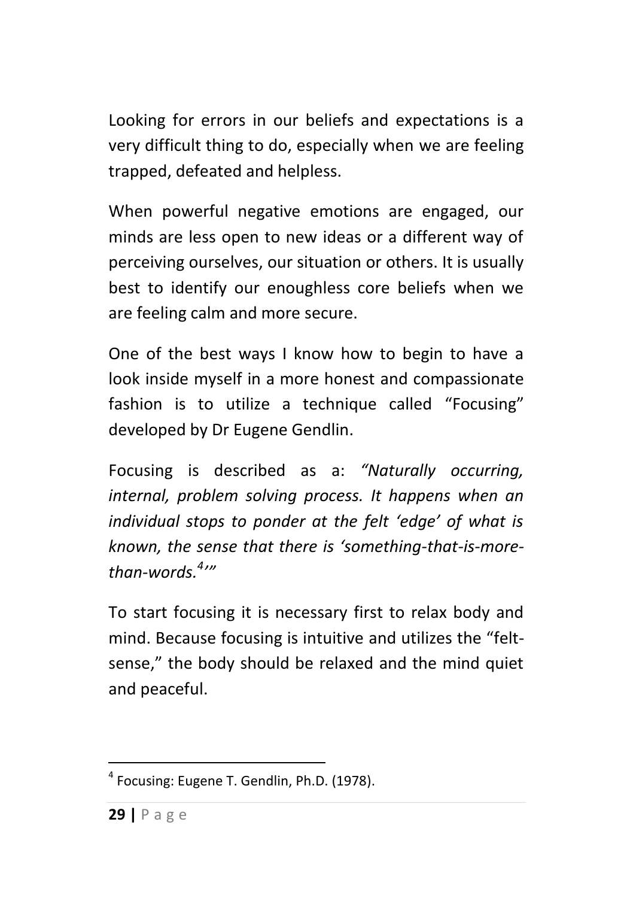Looking for errors in our beliefs and expectations is a very difficult thing to do, especially when we are feeling trapped, defeated and helpless.

When powerful negative emotions are engaged, our minds are less open to new ideas or a different way of perceiving ourselves, our situation or others. It is usually best to identify our enoughless core beliefs when we are feeling calm and more secure.

One of the best ways I know how to begin to have a look inside myself in a more honest and compassionate fashion is to utilize a technique called "Focusing" developed by Dr Eugene Gendlin.

Focusing is described as a: *"Naturally occurring, internal, problem solving process. It happens when an individual stops to ponder at the felt 'edge' of what is known, the sense that there is 'something-that-is-more-than-words.*[4]*'"*

To start focusing it is necessary first to relax body and mind. Because focusing is intuitive and utilizes the "felt-sense," the body should be relaxed and the mind quiet and peaceful.

---

[4] Focusing: Eugene T. Gendlin, Ph.D. (1978).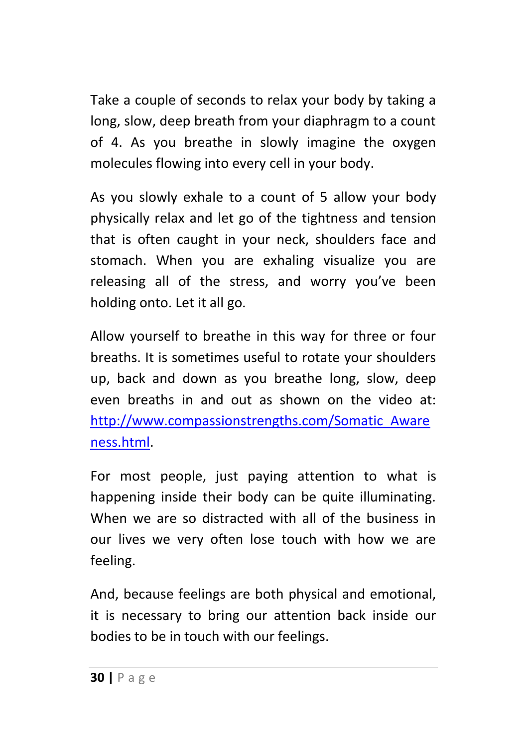Take a couple of seconds to relax your body by taking a long, slow, deep breath from your diaphragm to a count of 4. As you breathe in slowly imagine the oxygen molecules flowing into every cell in your body.

As you slowly exhale to a count of 5 allow your body physically relax and let go of the tightness and tension that is often caught in your neck, shoulders face and stomach. When you are exhaling visualize you are releasing all of the stress, and worry you've been holding onto. Let it all go.

Allow yourself to breathe in this way for three or four breaths. It is sometimes useful to rotate your shoulders up, back and down as you breathe long, slow, deep even breaths in and out as shown on the video at: http://www.compassionstrengths.com/Somatic_Awareness.html.

For most people, just paying attention to what is happening inside their body can be quite illuminating. When we are so distracted with all of the business in our lives we very often lose touch with how we are feeling.

And, because feelings are both physical and emotional, it is necessary to bring our attention back inside our bodies to be in touch with our feelings.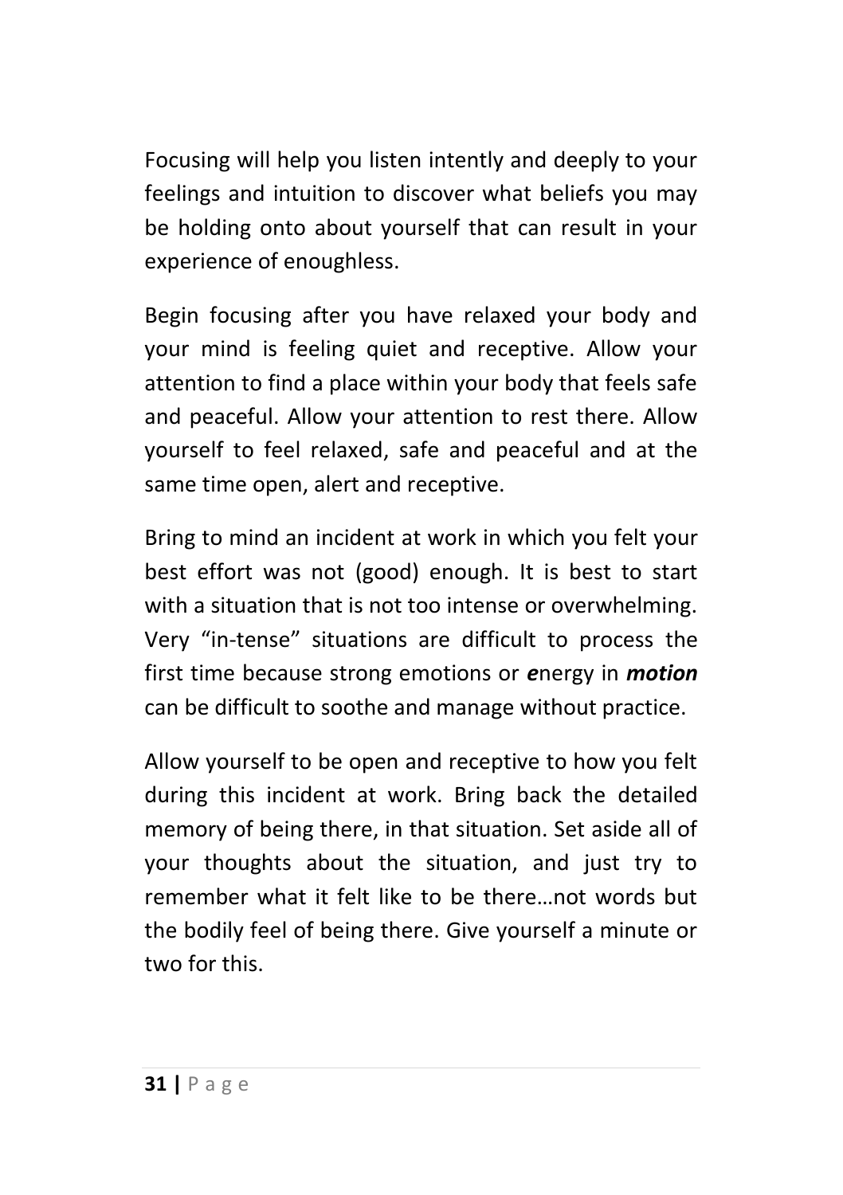Focusing will help you listen intently and deeply to your feelings and intuition to discover what beliefs you may be holding onto about yourself that can result in your experience of enoughless.

Begin focusing after you have relaxed your body and your mind is feeling quiet and receptive. Allow your attention to find a place within your body that feels safe and peaceful. Allow your attention to rest there. Allow yourself to feel relaxed, safe and peaceful and at the same time open, alert and receptive.

Bring to mind an incident at work in which you felt your best effort was not (good) enough. It is best to start with a situation that is not too intense or overwhelming. Very "in-tense" situations are difficult to process the first time because strong emotions or ***e***nergy in ***motion*** can be difficult to soothe and manage without practice.

Allow yourself to be open and receptive to how you felt during this incident at work. Bring back the detailed memory of being there, in that situation. Set aside all of your thoughts about the situation, and just try to remember what it felt like to be there…not words but the bodily feel of being there. Give yourself a minute or two for this.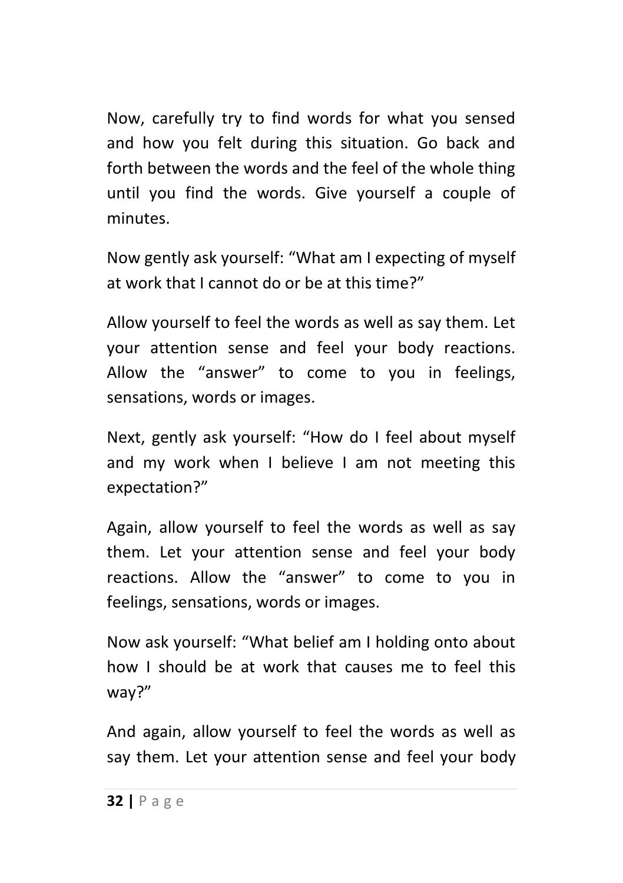Now, carefully try to find words for what you sensed and how you felt during this situation. Go back and forth between the words and the feel of the whole thing until you find the words. Give yourself a couple of minutes.

Now gently ask yourself: “What am I expecting of myself at work that I cannot do or be at this time?”

Allow yourself to feel the words as well as say them. Let your attention sense and feel your body reactions. Allow the “answer” to come to you in feelings, sensations, words or images.

Next, gently ask yourself: “How do I feel about myself and my work when I believe I am not meeting this expectation?”

Again, allow yourself to feel the words as well as say them. Let your attention sense and feel your body reactions. Allow the “answer” to come to you in feelings, sensations, words or images.

Now ask yourself: “What belief am I holding onto about how I should be at work that causes me to feel this way?”

And again, allow yourself to feel the words as well as say them. Let your attention sense and feel your body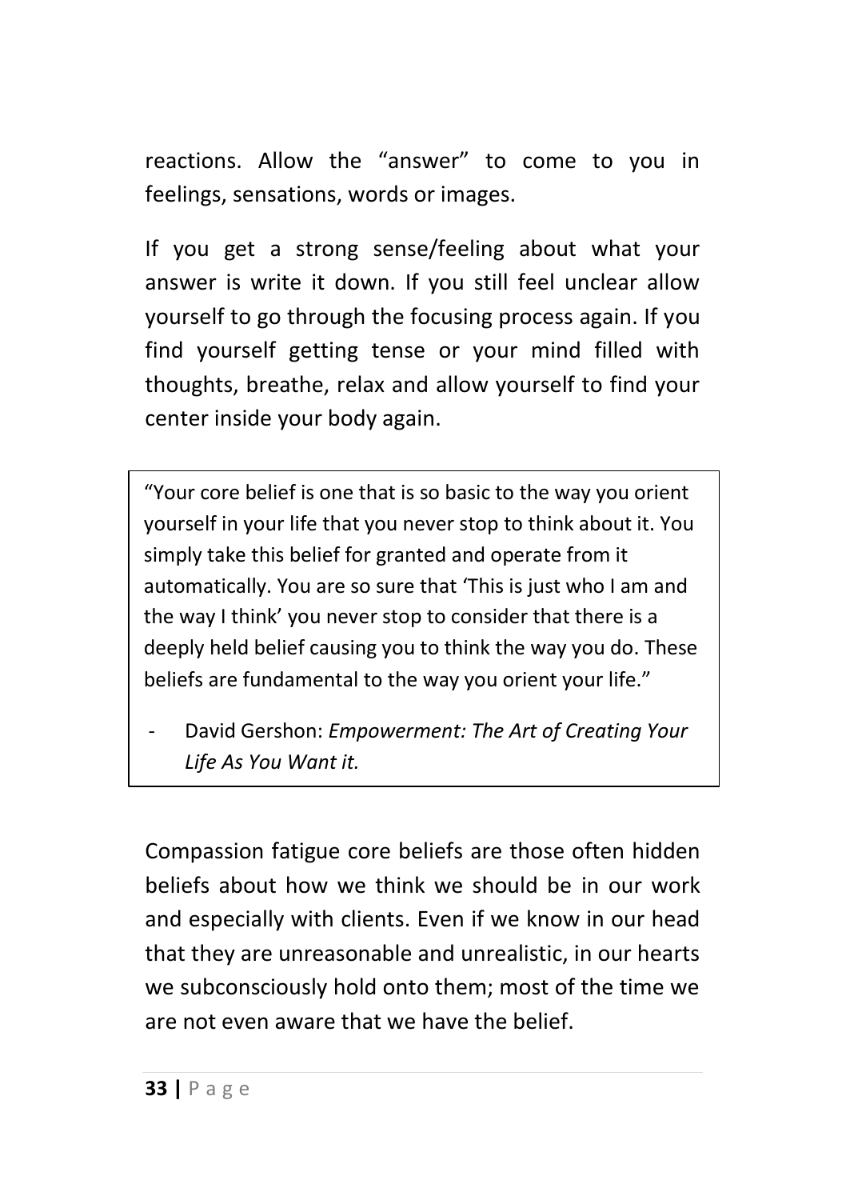reactions. Allow the "answer" to come to you in feelings, sensations, words or images.

If you get a strong sense/feeling about what your answer is write it down. If you still feel unclear allow yourself to go through the focusing process again. If you find yourself getting tense or your mind filled with thoughts, breathe, relax and allow yourself to find your center inside your body again.

> "Your core belief is one that is so basic to the way you orient yourself in your life that you never stop to think about it. You simply take this belief for granted and operate from it automatically. You are so sure that 'This is just who I am and the way I think' you never stop to consider that there is a deeply held belief causing you to think the way you do. These beliefs are fundamental to the way you orient your life."
>
> - David Gershon: *Empowerment: The Art of Creating Your Life As You Want it.*

Compassion fatigue core beliefs are those often hidden beliefs about how we think we should be in our work and especially with clients. Even if we know in our head that they are unreasonable and unrealistic, in our hearts we subconsciously hold onto them; most of the time we are not even aware that we have the belief.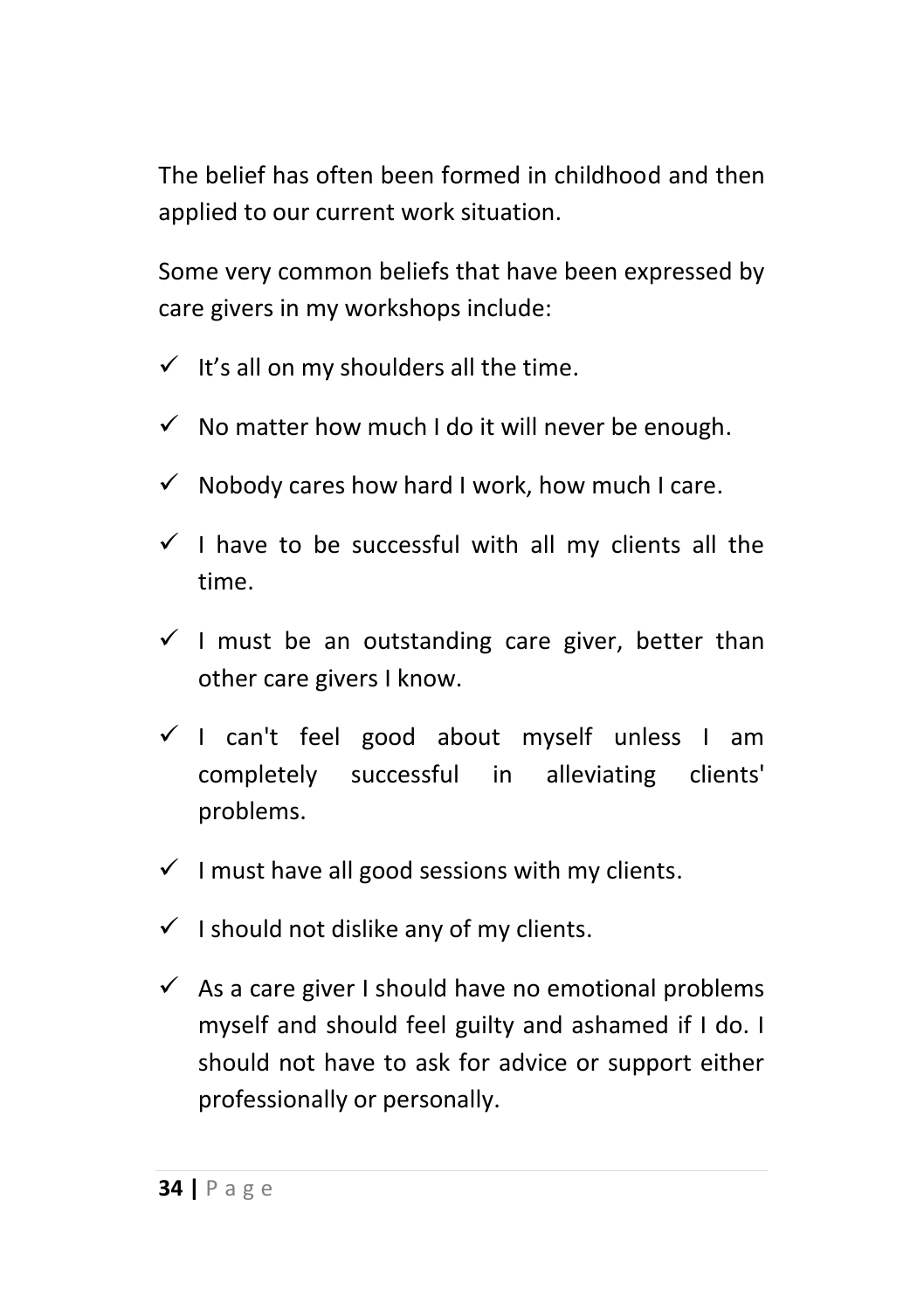The belief has often been formed in childhood and then applied to our current work situation.

Some very common beliefs that have been expressed by care givers in my workshops include:

- ✓ It's all on my shoulders all the time.
- ✓ No matter how much I do it will never be enough.
- ✓ Nobody cares how hard I work, how much I care.
- ✓ I have to be successful with all my clients all the time.
- ✓ I must be an outstanding care giver, better than other care givers I know.
- ✓ I can't feel good about myself unless I am completely successful in alleviating clients' problems.
- ✓ I must have all good sessions with my clients.
- ✓ I should not dislike any of my clients.
- ✓ As a care giver I should have no emotional problems myself and should feel guilty and ashamed if I do. I should not have to ask for advice or support either professionally or personally.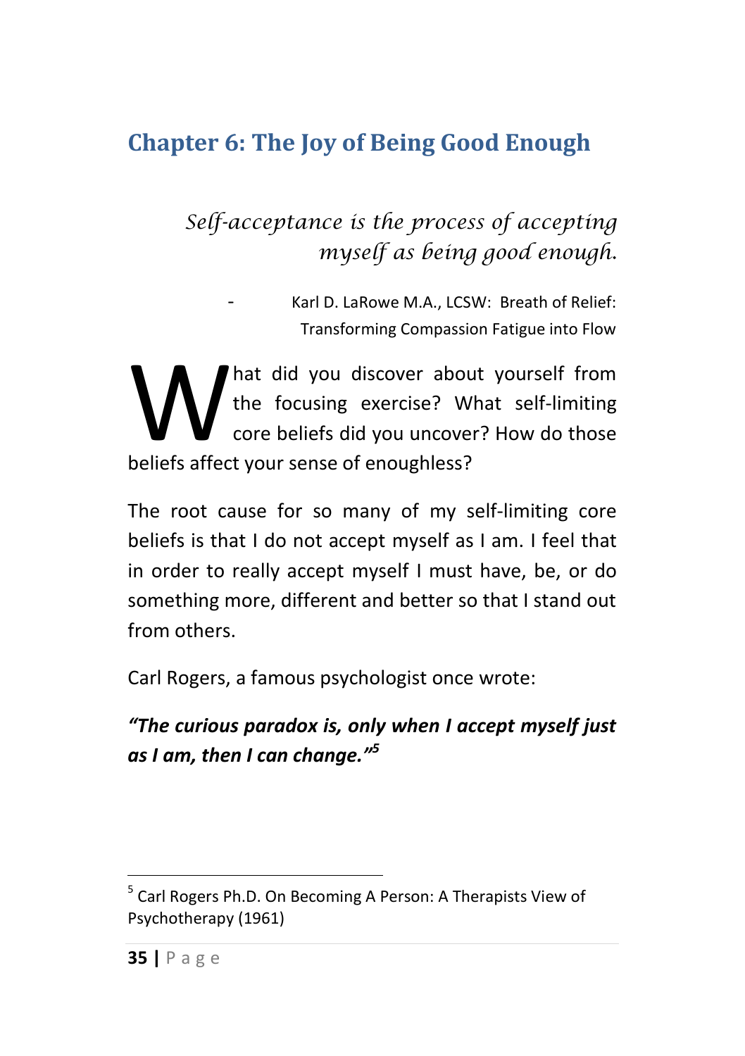## Chapter 6: The Joy of Being Good Enough

*Self-acceptance is the process of accepting myself as being good enough.*

- Karl D. LaRowe M.A., LCSW: Breath of Relief: Transforming Compassion Fatigue into Flow

What did you discover about yourself from the focusing exercise? What self-limiting core beliefs did you uncover? How do those beliefs affect your sense of enoughless?

The root cause for so many of my self-limiting core beliefs is that I do not accept myself as I am. I feel that in order to really accept myself I must have, be, or do something more, different and better so that I stand out from others.

Carl Rogers, a famous psychologist once wrote:

***"The curious paradox is, only when I accept myself just as I am, then I can change."***[5]

[5] Carl Rogers Ph.D. On Becoming A Person: A Therapists View of Psychotherapy (1961)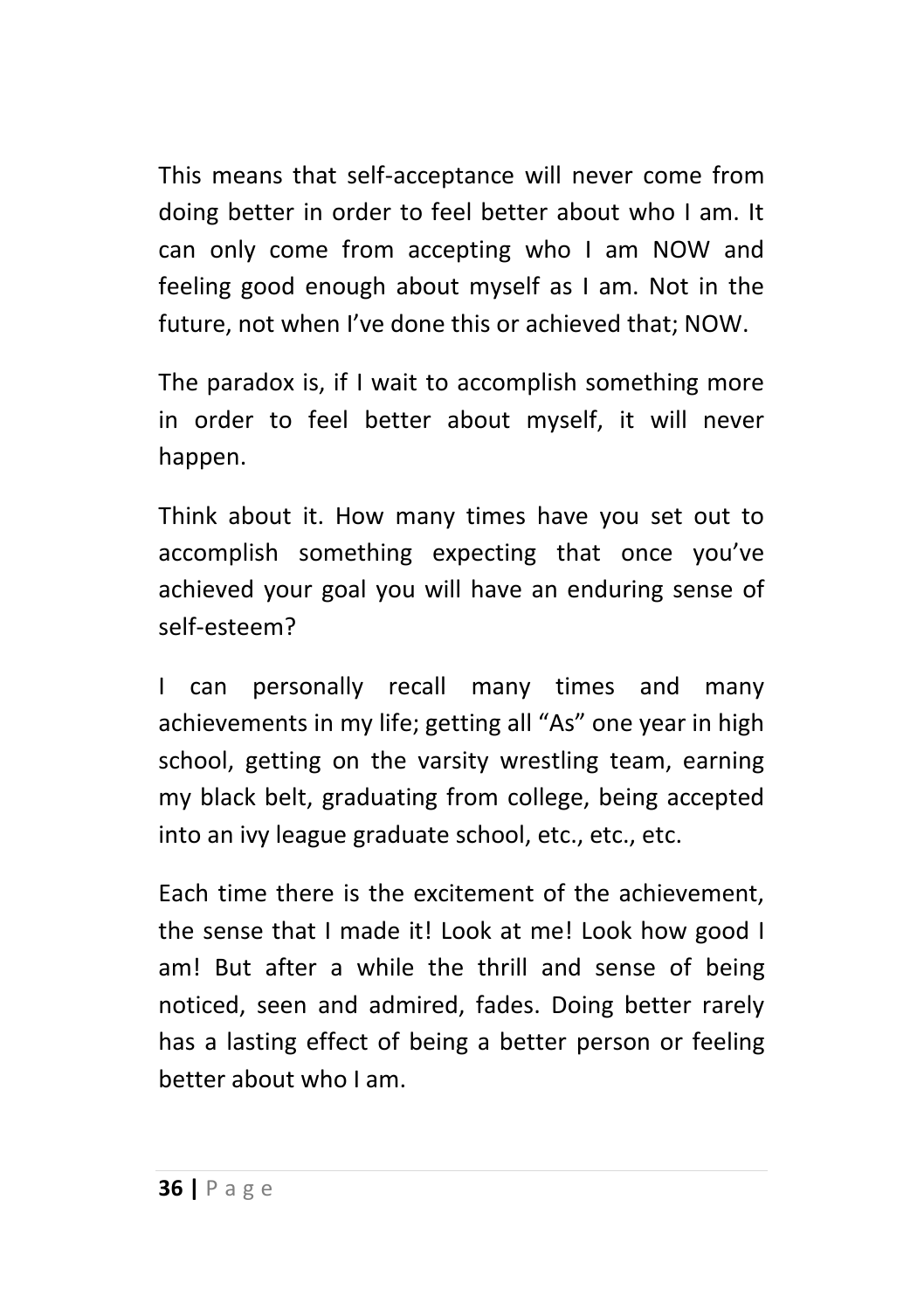This means that self-acceptance will never come from doing better in order to feel better about who I am. It can only come from accepting who I am NOW and feeling good enough about myself as I am. Not in the future, not when I've done this or achieved that; NOW.

The paradox is, if I wait to accomplish something more in order to feel better about myself, it will never happen.

Think about it. How many times have you set out to accomplish something expecting that once you've achieved your goal you will have an enduring sense of self-esteem?

I can personally recall many times and many achievements in my life; getting all "As" one year in high school, getting on the varsity wrestling team, earning my black belt, graduating from college, being accepted into an ivy league graduate school, etc., etc., etc.

Each time there is the excitement of the achievement, the sense that I made it! Look at me! Look how good I am! But after a while the thrill and sense of being noticed, seen and admired, fades. Doing better rarely has a lasting effect of being a better person or feeling better about who I am.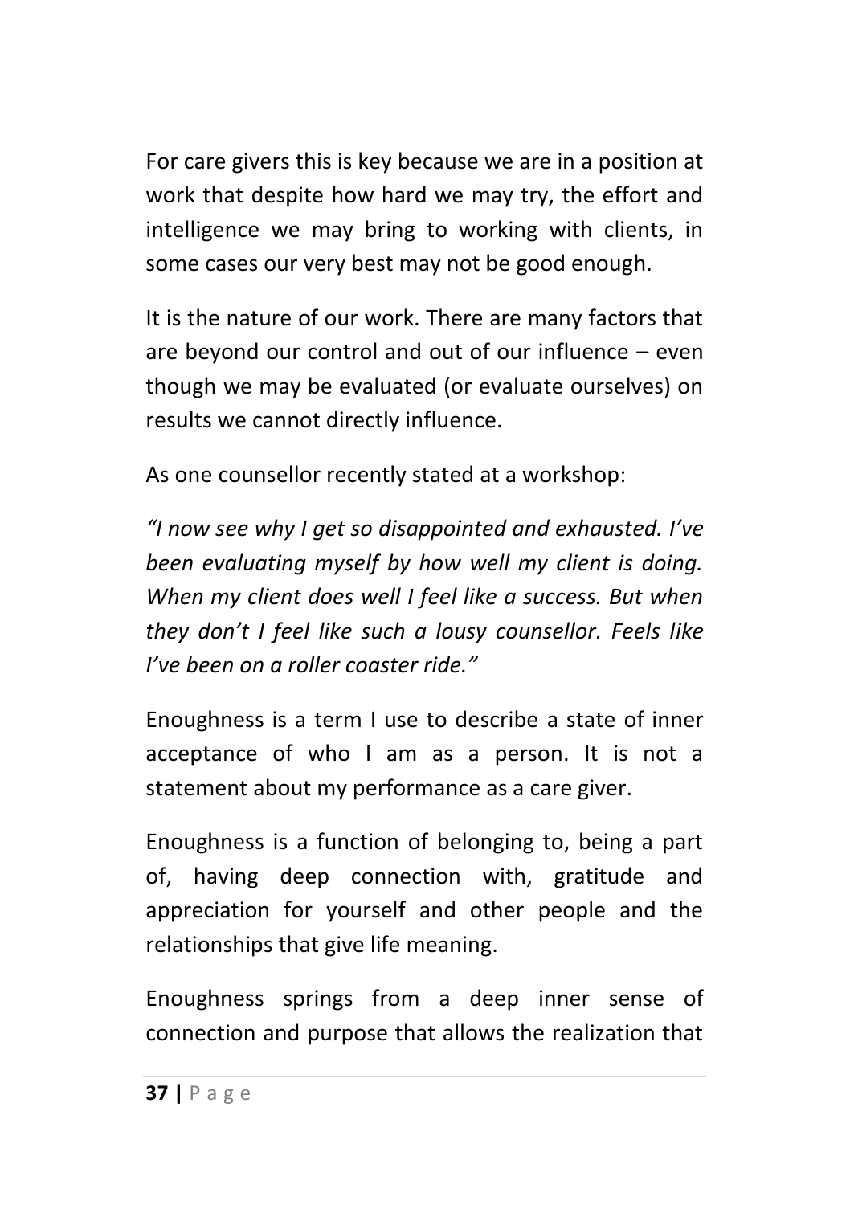For care givers this is key because we are in a position at work that despite how hard we may try, the effort and intelligence we may bring to working with clients, in some cases our very best may not be good enough.

It is the nature of our work. There are many factors that are beyond our control and out of our influence – even though we may be evaluated (or evaluate ourselves) on results we cannot directly influence.

As one counsellor recently stated at a workshop:

*"I now see why I get so disappointed and exhausted. I've been evaluating myself by how well my client is doing. When my client does well I feel like a success. But when they don't I feel like such a lousy counsellor. Feels like I've been on a roller coaster ride."*

Enoughness is a term I use to describe a state of inner acceptance of who I am as a person. It is not a statement about my performance as a care giver.

Enoughness is a function of belonging to, being a part of, having deep connection with, gratitude and appreciation for yourself and other people and the relationships that give life meaning.

Enoughness springs from a deep inner sense of connection and purpose that allows the realization that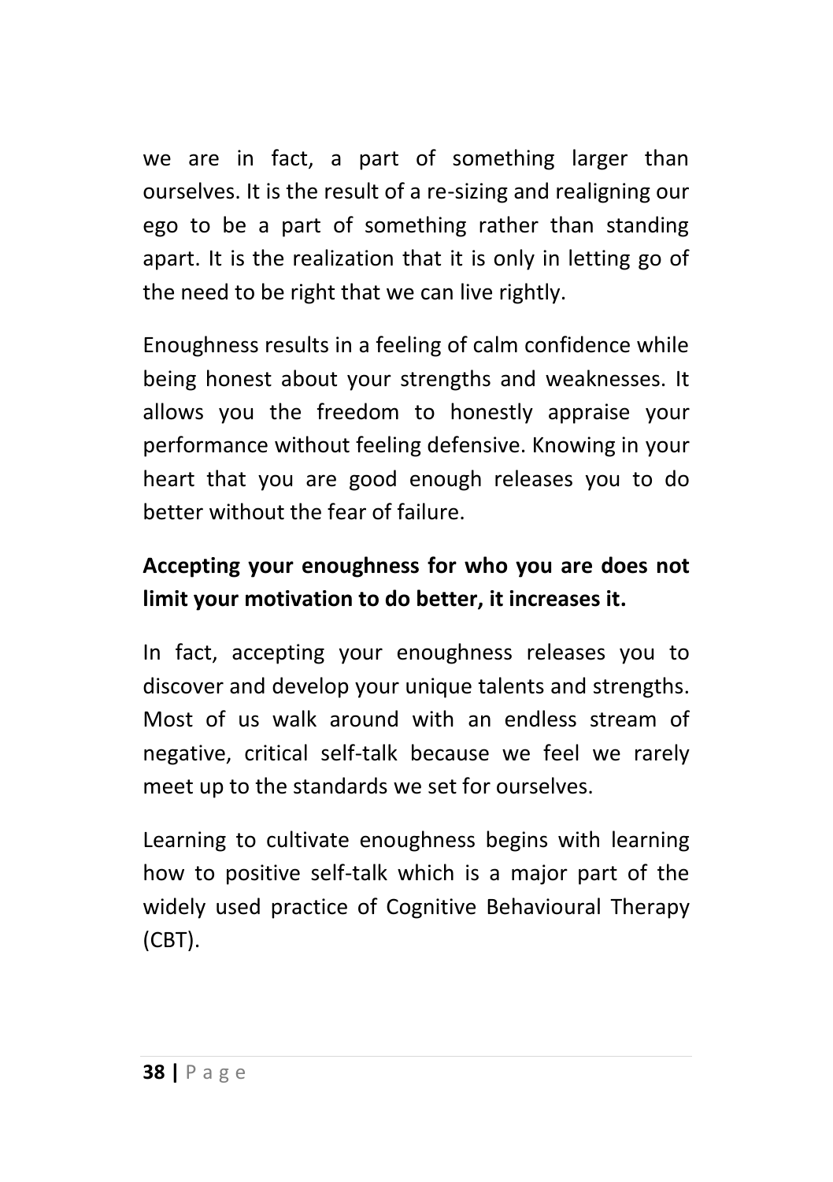we are in fact, a part of something larger than ourselves. It is the result of a re-sizing and realigning our ego to be a part of something rather than standing apart. It is the realization that it is only in letting go of the need to be right that we can live rightly.

Enoughness results in a feeling of calm confidence while being honest about your strengths and weaknesses. It allows you the freedom to honestly appraise your performance without feeling defensive. Knowing in your heart that you are good enough releases you to do better without the fear of failure.

**Accepting your enoughness for who you are does not limit your motivation to do better, it increases it.**

In fact, accepting your enoughness releases you to discover and develop your unique talents and strengths. Most of us walk around with an endless stream of negative, critical self-talk because we feel we rarely meet up to the standards we set for ourselves.

Learning to cultivate enoughness begins with learning how to positive self-talk which is a major part of the widely used practice of Cognitive Behavioural Therapy (CBT).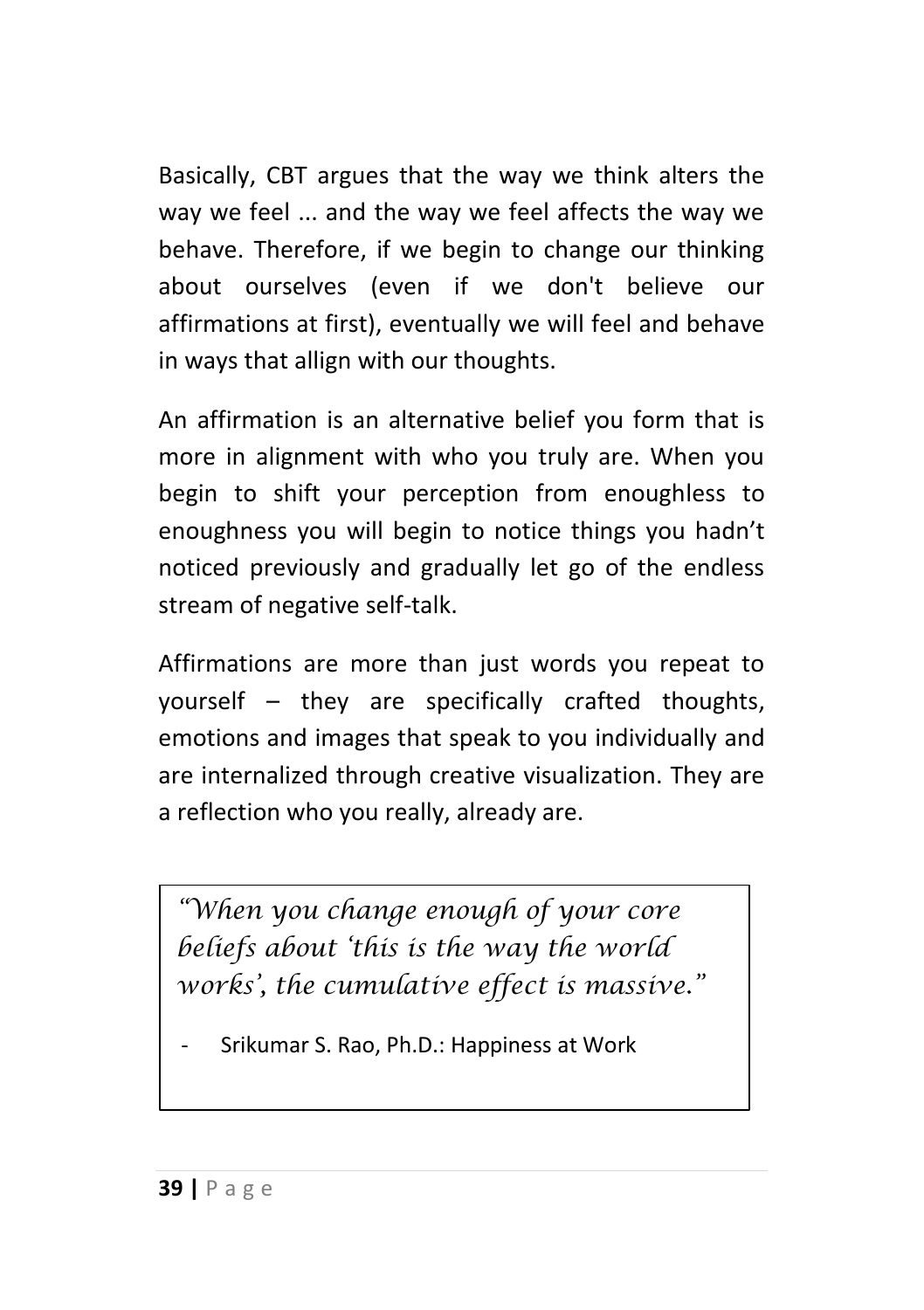Basically, CBT argues that the way we think alters the way we feel ... and the way we feel affects the way we behave. Therefore, if we begin to change our thinking about ourselves (even if we don't believe our affirmations at first), eventually we will feel and behave in ways that allign with our thoughts.

An affirmation is an alternative belief you form that is more in alignment with who you truly are. When you begin to shift your perception from enoughless to enoughness you will begin to notice things you hadn't noticed previously and gradually let go of the endless stream of negative self-talk.

Affirmations are more than just words you repeat to yourself – they are specifically crafted thoughts, emotions and images that speak to you individually and are internalized through creative visualization. They are a reflection who you really, already are.

> *"When you change enough of your core beliefs about 'this is the way the world works', the cumulative effect is massive."*
>
> - Srikumar S. Rao, Ph.D.: Happiness at Work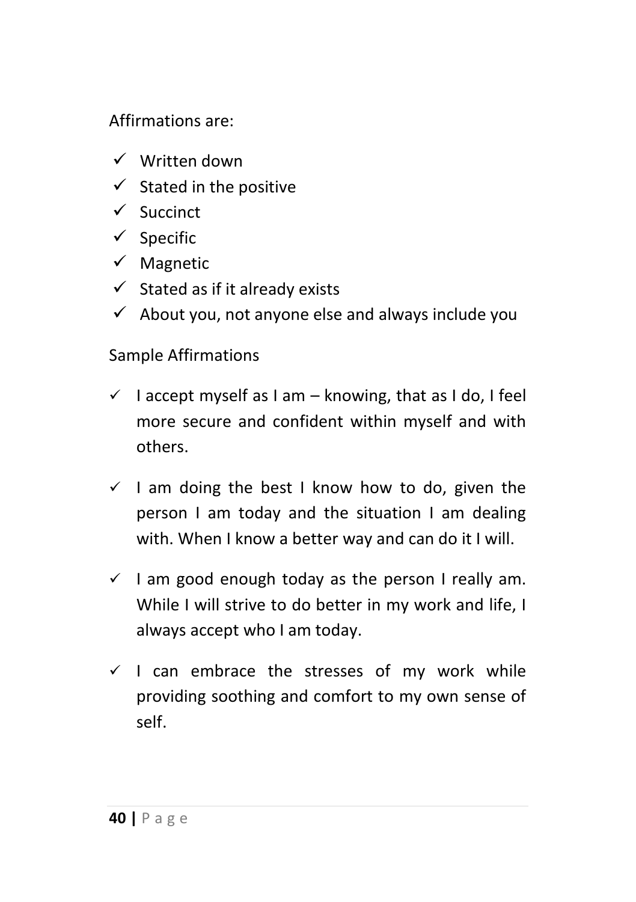Affirmations are:

- ✓ Written down
- ✓ Stated in the positive
- ✓ Succinct
- ✓ Specific
- ✓ Magnetic
- ✓ Stated as if it already exists
- ✓ About you, not anyone else and always include you

Sample Affirmations

- ✓ I accept myself as I am – knowing, that as I do, I feel more secure and confident within myself and with others.

- ✓ I am doing the best I know how to do, given the person I am today and the situation I am dealing with. When I know a better way and can do it I will.

- ✓ I am good enough today as the person I really am. While I will strive to do better in my work and life, I always accept who I am today.

- ✓ I can embrace the stresses of my work while providing soothing and comfort to my own sense of self.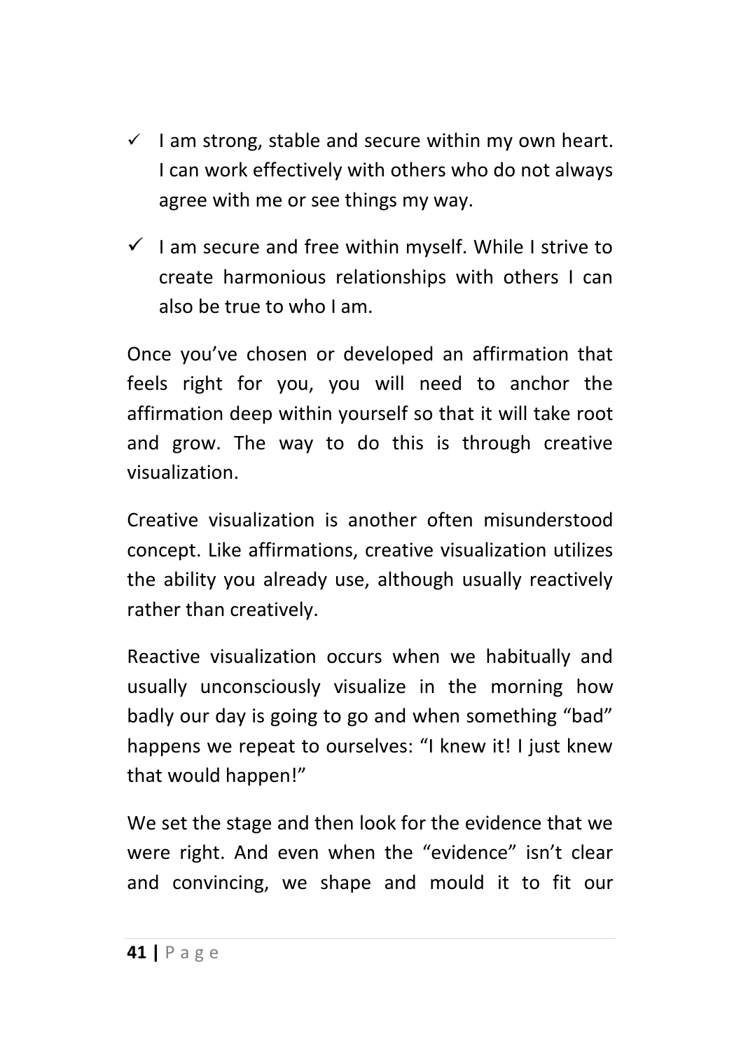- ✓ I am strong, stable and secure within my own heart. I can work effectively with others who do not always agree with me or see things my way.
- ✓ I am secure and free within myself. While I strive to create harmonious relationships with others I can also be true to who I am.

Once you've chosen or developed an affirmation that feels right for you, you will need to anchor the affirmation deep within yourself so that it will take root and grow. The way to do this is through creative visualization.

Creative visualization is another often misunderstood concept. Like affirmations, creative visualization utilizes the ability you already use, although usually reactively rather than creatively.

Reactive visualization occurs when we habitually and usually unconsciously visualize in the morning how badly our day is going to go and when something "bad" happens we repeat to ourselves: "I knew it! I just knew that would happen!"

We set the stage and then look for the evidence that we were right. And even when the "evidence" isn't clear and convincing, we shape and mould it to fit our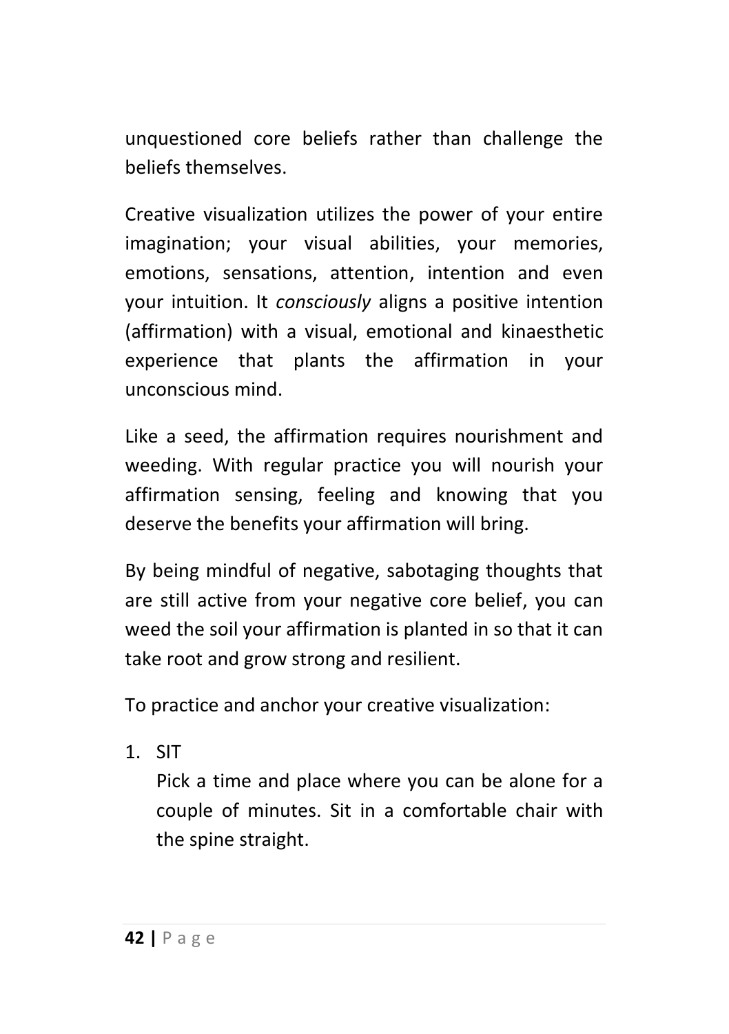unquestioned core beliefs rather than challenge the beliefs themselves.

Creative visualization utilizes the power of your entire imagination; your visual abilities, your memories, emotions, sensations, attention, intention and even your intuition. It *consciously* aligns a positive intention (affirmation) with a visual, emotional and kinaesthetic experience that plants the affirmation in your unconscious mind.

Like a seed, the affirmation requires nourishment and weeding. With regular practice you will nourish your affirmation sensing, feeling and knowing that you deserve the benefits your affirmation will bring.

By being mindful of negative, sabotaging thoughts that are still active from your negative core belief, you can weed the soil your affirmation is planted in so that it can take root and grow strong and resilient.

To practice and anchor your creative visualization:

1. SIT
   Pick a time and place where you can be alone for a couple of minutes. Sit in a comfortable chair with the spine straight.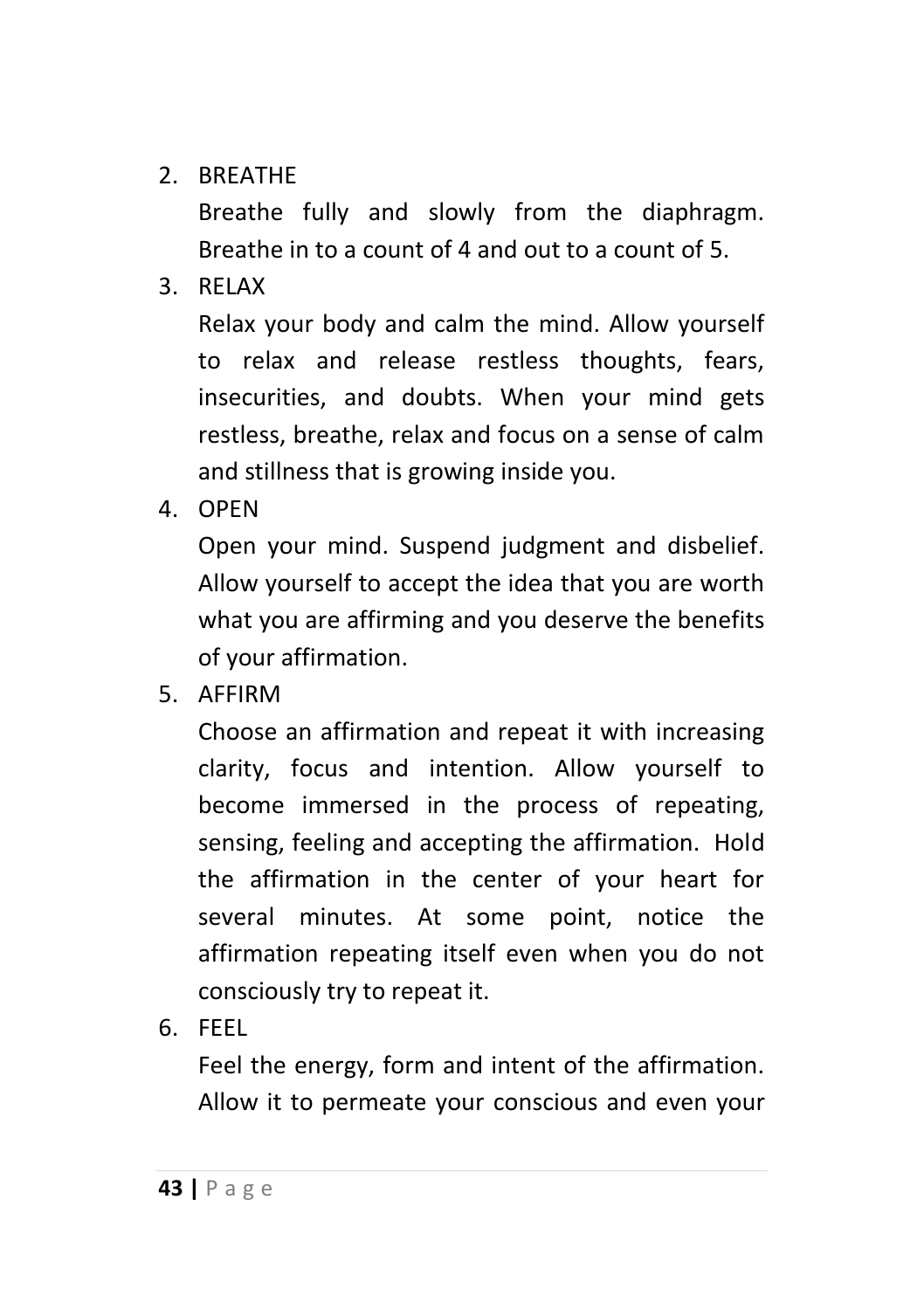2. BREATHE

   Breathe fully and slowly from the diaphragm. Breathe in to a count of 4 and out to a count of 5.

3. RELAX

   Relax your body and calm the mind. Allow yourself to relax and release restless thoughts, fears, insecurities, and doubts. When your mind gets restless, breathe, relax and focus on a sense of calm and stillness that is growing inside you.

4. OPEN

   Open your mind. Suspend judgment and disbelief. Allow yourself to accept the idea that you are worth what you are affirming and you deserve the benefits of your affirmation.

5. AFFIRM

   Choose an affirmation and repeat it with increasing clarity, focus and intention. Allow yourself to become immersed in the process of repeating, sensing, feeling and accepting the affirmation. Hold the affirmation in the center of your heart for several minutes. At some point, notice the affirmation repeating itself even when you do not consciously try to repeat it.

6. FEEL

   Feel the energy, form and intent of the affirmation. Allow it to permeate your conscious and even your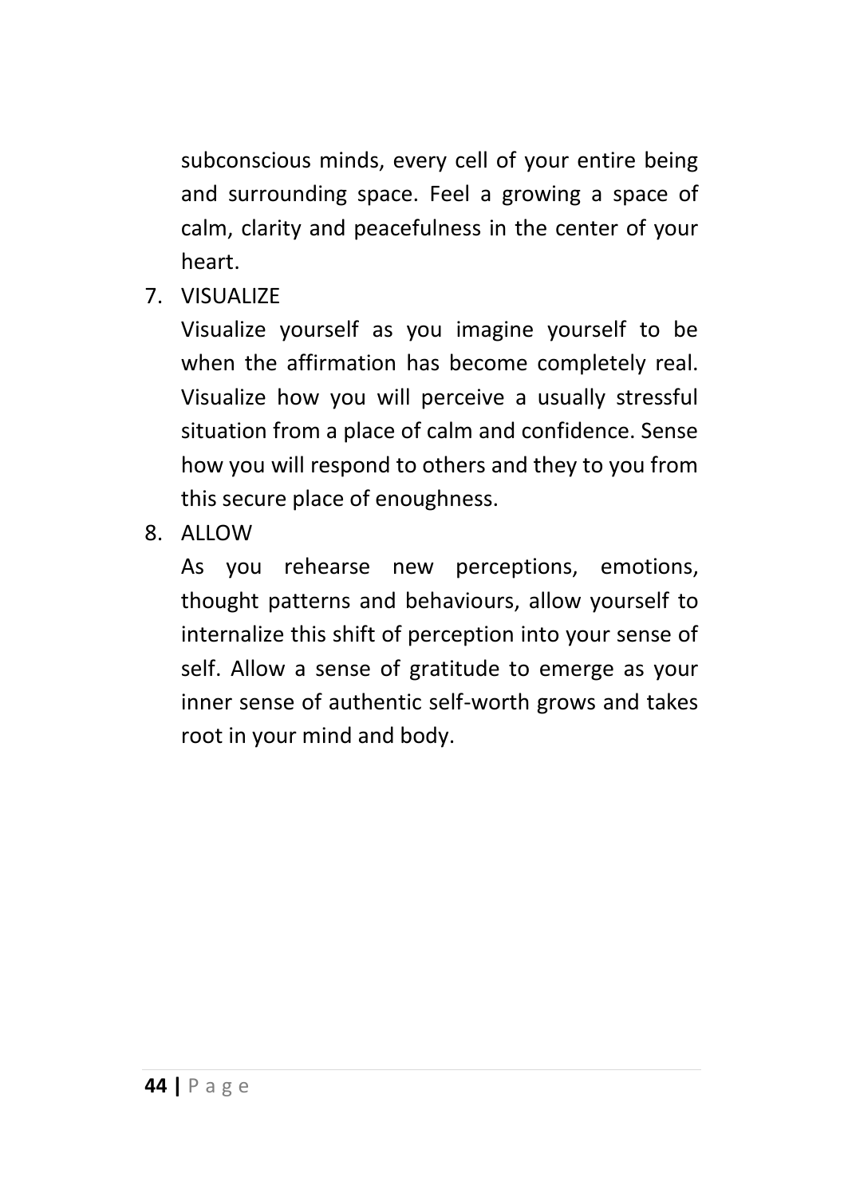subconscious minds, every cell of your entire being and surrounding space. Feel a growing a space of calm, clarity and peacefulness in the center of your heart.

7. VISUALIZE
   Visualize yourself as you imagine yourself to be when the affirmation has become completely real. Visualize how you will perceive a usually stressful situation from a place of calm and confidence. Sense how you will respond to others and they to you from this secure place of enoughness.
8. ALLOW
   As you rehearse new perceptions, emotions, thought patterns and behaviours, allow yourself to internalize this shift of perception into your sense of self. Allow a sense of gratitude to emerge as your inner sense of authentic self-worth grows and takes root in your mind and body.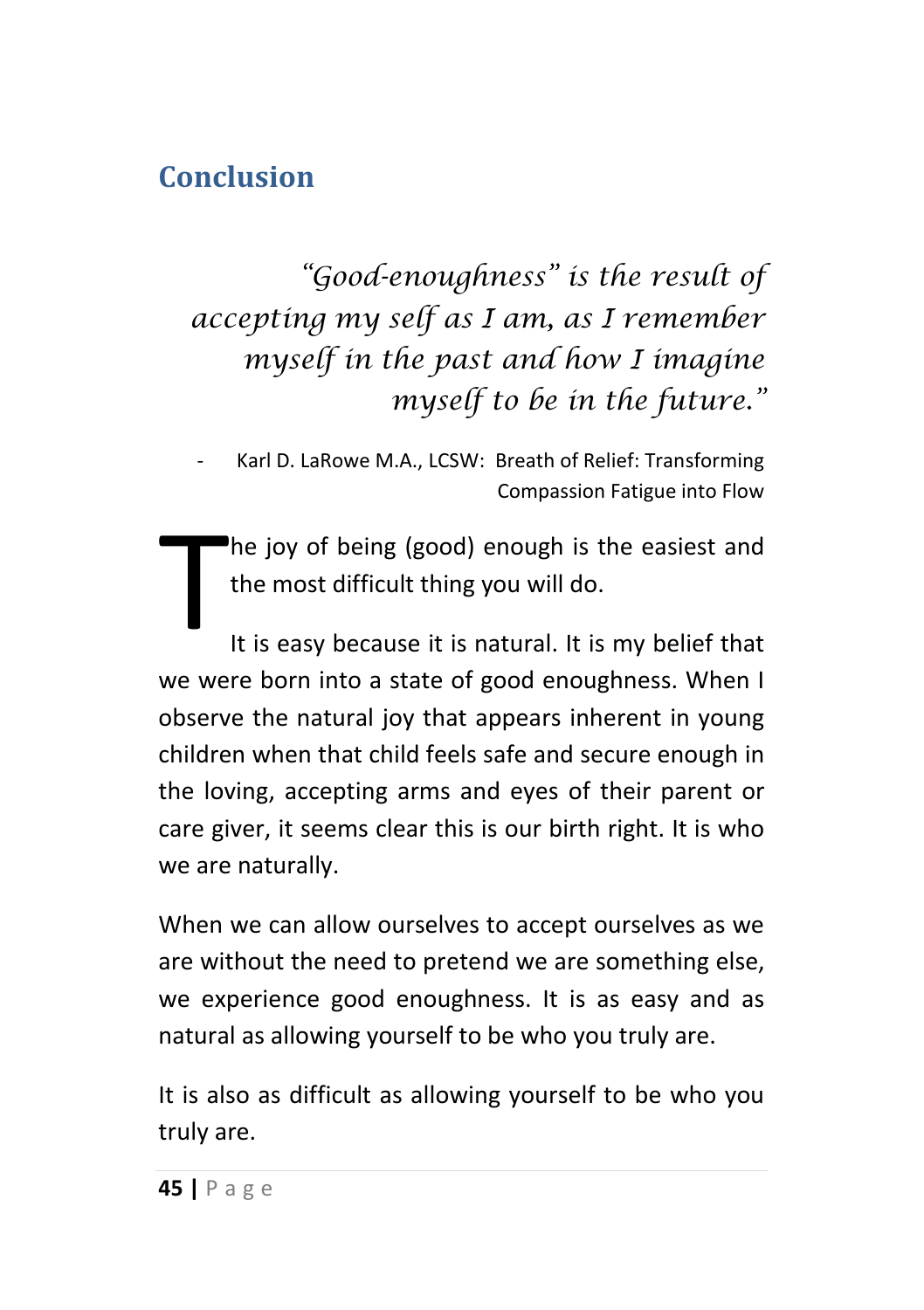## Conclusion

> *"Good-enoughness" is the result of accepting my self as I am, as I remember myself in the past and how I imagine myself to be in the future."*
>
> - Karl D. LaRowe M.A., LCSW: Breath of Relief: Transforming Compassion Fatigue into Flow

The joy of being (good) enough is the easiest and the most difficult thing you will do.

It is easy because it is natural. It is my belief that we were born into a state of good enoughness. When I observe the natural joy that appears inherent in young children when that child feels safe and secure enough in the loving, accepting arms and eyes of their parent or care giver, it seems clear this is our birth right. It is who we are naturally.

When we can allow ourselves to accept ourselves as we are without the need to pretend we are something else, we experience good enoughness. It is as easy and as natural as allowing yourself to be who you truly are.

It is also as difficult as allowing yourself to be who you truly are.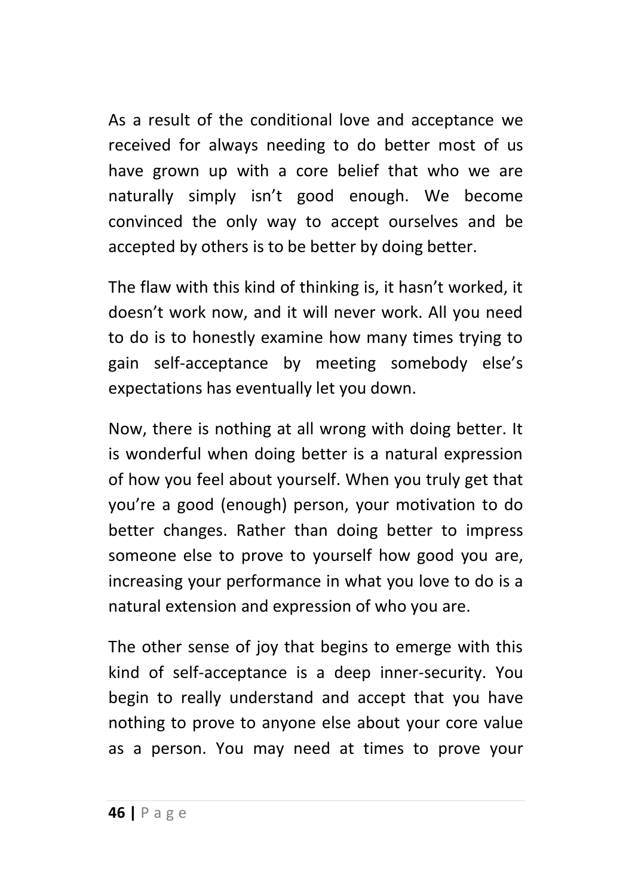As a result of the conditional love and acceptance we received for always needing to do better most of us have grown up with a core belief that who we are naturally simply isn't good enough. We become convinced the only way to accept ourselves and be accepted by others is to be better by doing better.

The flaw with this kind of thinking is, it hasn't worked, it doesn't work now, and it will never work. All you need to do is to honestly examine how many times trying to gain self-acceptance by meeting somebody else's expectations has eventually let you down.

Now, there is nothing at all wrong with doing better. It is wonderful when doing better is a natural expression of how you feel about yourself. When you truly get that you're a good (enough) person, your motivation to do better changes. Rather than doing better to impress someone else to prove to yourself how good you are, increasing your performance in what you love to do is a natural extension and expression of who you are.

The other sense of joy that begins to emerge with this kind of self-acceptance is a deep inner-security. You begin to really understand and accept that you have nothing to prove to anyone else about your core value as a person. You may need at times to prove your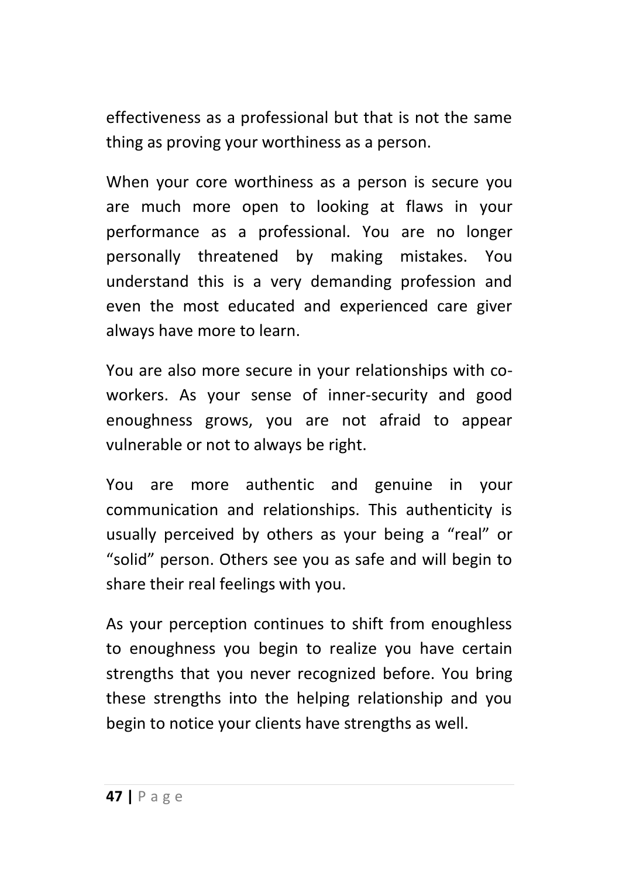effectiveness as a professional but that is not the same thing as proving your worthiness as a person.

When your core worthiness as a person is secure you are much more open to looking at flaws in your performance as a professional. You are no longer personally threatened by making mistakes. You understand this is a very demanding profession and even the most educated and experienced care giver always have more to learn.

You are also more secure in your relationships with co-workers. As your sense of inner-security and good enoughness grows, you are not afraid to appear vulnerable or not to always be right.

You are more authentic and genuine in your communication and relationships. This authenticity is usually perceived by others as your being a “real” or “solid” person. Others see you as safe and will begin to share their real feelings with you.

As your perception continues to shift from enoughless to enoughness you begin to realize you have certain strengths that you never recognized before. You bring these strengths into the helping relationship and you begin to notice your clients have strengths as well.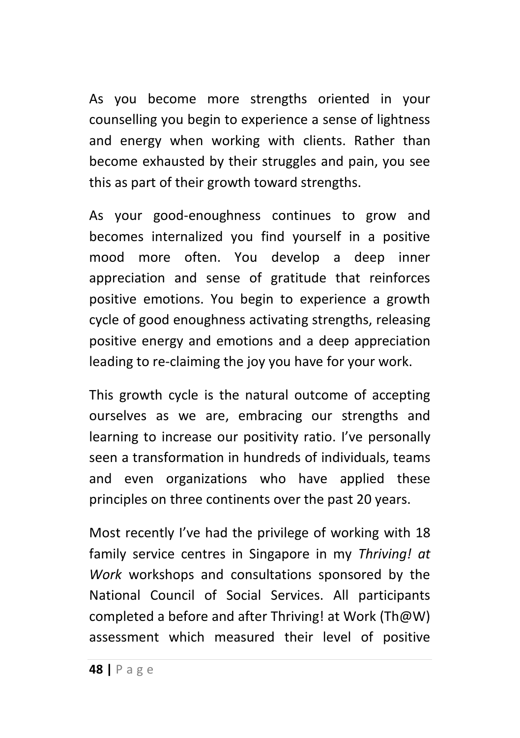As you become more strengths oriented in your counselling you begin to experience a sense of lightness and energy when working with clients. Rather than become exhausted by their struggles and pain, you see this as part of their growth toward strengths.

As your good-enoughness continues to grow and becomes internalized you find yourself in a positive mood more often. You develop a deep inner appreciation and sense of gratitude that reinforces positive emotions. You begin to experience a growth cycle of good enoughness activating strengths, releasing positive energy and emotions and a deep appreciation leading to re-claiming the joy you have for your work.

This growth cycle is the natural outcome of accepting ourselves as we are, embracing our strengths and learning to increase our positivity ratio. I've personally seen a transformation in hundreds of individuals, teams and even organizations who have applied these principles on three continents over the past 20 years.

Most recently I've had the privilege of working with 18 family service centres in Singapore in my *Thriving! at Work* workshops and consultations sponsored by the National Council of Social Services. All participants completed a before and after Thriving! at Work (Th@W) assessment which measured their level of positive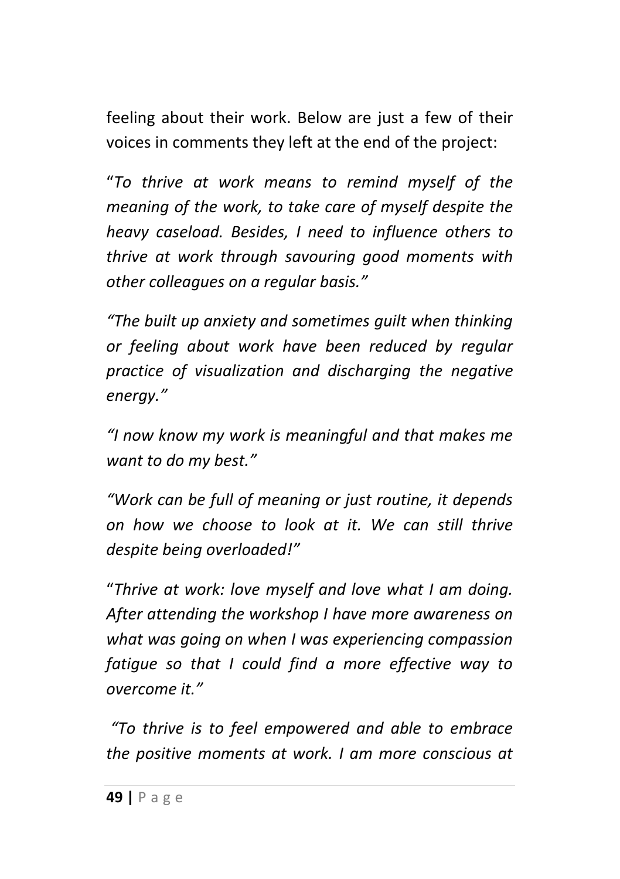feeling about their work. Below are just a few of their voices in comments they left at the end of the project:

"*To thrive at work means to remind myself of the meaning of the work, to take care of myself despite the heavy caseload. Besides, I need to influence others to thrive at work through savouring good moments with other colleagues on a regular basis."*

*"The built up anxiety and sometimes guilt when thinking or feeling about work have been reduced by regular practice of visualization and discharging the negative energy."*

*"I now know my work is meaningful and that makes me want to do my best."*

*"Work can be full of meaning or just routine, it depends on how we choose to look at it. We can still thrive despite being overloaded!"*

"*Thrive at work: love myself and love what I am doing. After attending the workshop I have more awareness on what was going on when I was experiencing compassion fatigue so that I could find a more effective way to overcome it."*

*"To thrive is to feel empowered and able to embrace the positive moments at work. I am more conscious at*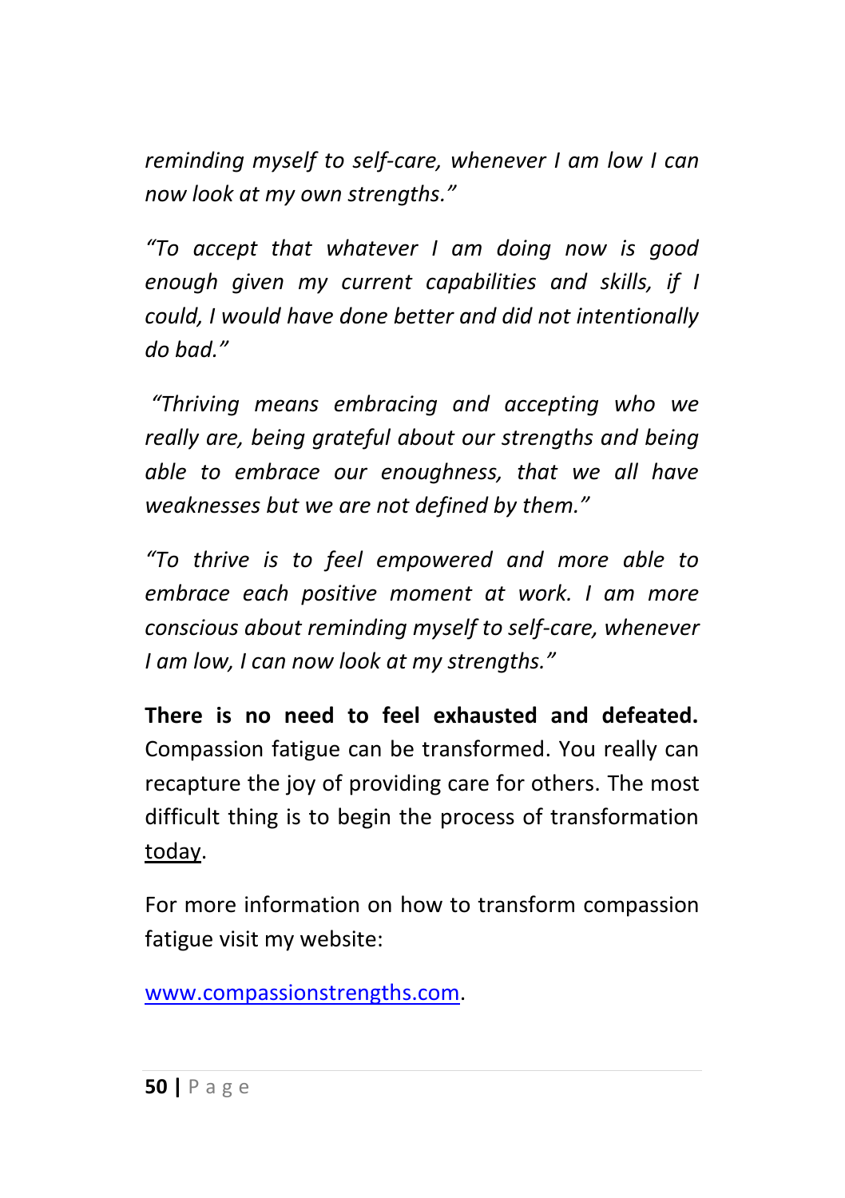*reminding myself to self-care, whenever I am low I can now look at my own strengths."*

*"To accept that whatever I am doing now is good enough given my current capabilities and skills, if I could, I would have done better and did not intentionally do bad."*

*"Thriving means embracing and accepting who we really are, being grateful about our strengths and being able to embrace our enoughness, that we all have weaknesses but we are not defined by them."*

*"To thrive is to feel empowered and more able to embrace each positive moment at work. I am more conscious about reminding myself to self-care, whenever I am low, I can now look at my strengths."*

**There is no need to feel exhausted and defeated.** Compassion fatigue can be transformed. You really can recapture the joy of providing care for others. The most difficult thing is to begin the process of transformation today.

For more information on how to transform compassion fatigue visit my website:

www.compassionstrengths.com.